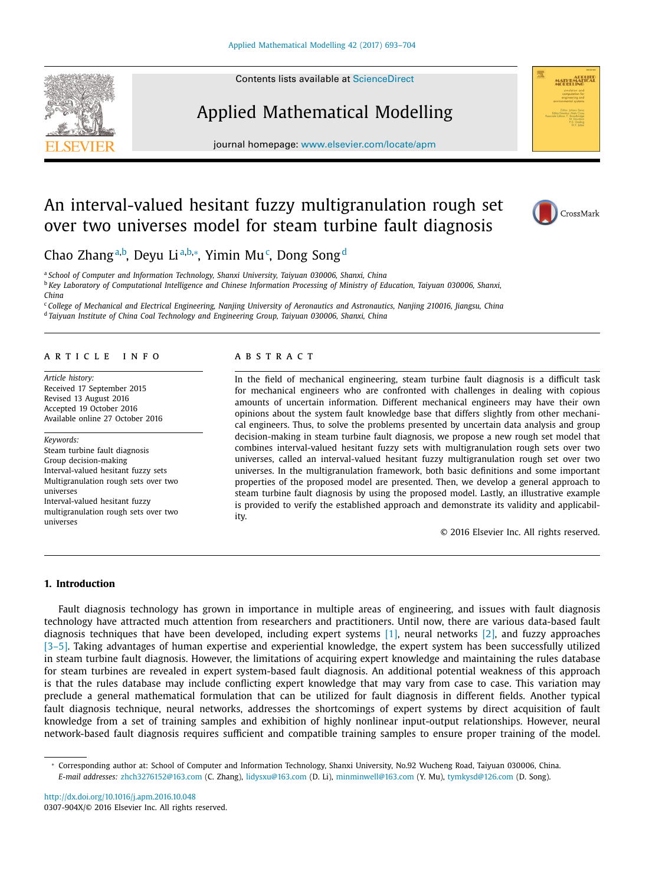# An interval-valued hesitant fuzzy multigranulation rough set over two universes model for steam turbine fault diagnosis

Chao Zhang[a,b], Deyu Li[a,b,*], Yimin Mu[c], Dong Song[d]

[a] School of Computer and Information Technology, Shanxi University, Taiyuan 030006, Shanxi, China

[b] Key Laboratory of Computational Intelligence and Chinese Information Processing of Ministry of Education, Taiyuan 030006, Shanxi, China

[c] College of Mechanical and Electrical Engineering, Nanjing University of Aeronautics and Astronautics, Nanjing 210016, Jiangsu, China

[d] Taiyuan Institute of China Coal Technology and Engineering Group, Taiyuan 030006, Shanxi, China

## ARTICLE INFO

*Article history:*
Received 17 September 2015
Revised 13 August 2016
Accepted 19 October 2016
Available online 27 October 2016

*Keywords:*
Steam turbine fault diagnosis
Group decision-making
Interval-valued hesitant fuzzy sets
Multigranulation rough sets over two universes
Interval-valued hesitant fuzzy multigranulation rough sets over two universes

## ABSTRACT

In the field of mechanical engineering, steam turbine fault diagnosis is a difficult task for mechanical engineers who are confronted with challenges in dealing with copious amounts of uncertain information. Different mechanical engineers may have their own opinions about the system fault knowledge base that differs slightly from other mechanical engineers. Thus, to solve the problems presented by uncertain data analysis and group decision-making in steam turbine fault diagnosis, we propose a new rough set model that combines interval-valued hesitant fuzzy sets with multigranulation rough sets over two universes, called an interval-valued hesitant fuzzy multigranulation rough set over two universes. In the multigranulation framework, both basic definitions and some important properties of the proposed model are presented. Then, we develop a general approach to steam turbine fault diagnosis by using the proposed model. Lastly, an illustrative example is provided to verify the established approach and demonstrate its validity and applicability.

© 2016 Elsevier Inc. All rights reserved.

## 1. Introduction

Fault diagnosis technology has grown in importance in multiple areas of engineering, and issues with fault diagnosis technology have attracted much attention from researchers and practitioners. Until now, there are various data-based fault diagnosis techniques that have been developed, including expert systems [1], neural networks [2], and fuzzy approaches [3–5]. Taking advantages of human expertise and experiential knowledge, the expert system has been successfully utilized in steam turbine fault diagnosis. However, the limitations of acquiring expert knowledge and maintaining the rules database for steam turbines are revealed in expert system-based fault diagnosis. An additional potential weakness of this approach is that the rules database may include conflicting expert knowledge that may vary from case to case. This variation may preclude a general mathematical formulation that can be utilized for fault diagnosis in different fields. Another typical fault diagnosis technique, neural networks, addresses the shortcomings of expert systems by direct acquisition of fault knowledge from a set of training samples and exhibition of highly nonlinear input-output relationships. However, neural network-based fault diagnosis requires sufficient and compatible training samples to ensure proper training of the model.

* Corresponding author at: School of Computer and Information Technology, Shanxi University, No.92 Wucheng Road, Taiyuan 030006, China.
*E-mail addresses:* zhch3276152@163.com (C. Zhang), lidysxu@163.com (D. Li), minminwell@163.com (Y. Mu), tymkysd@126.com (D. Song).

http://dx.doi.org/10.1016/j.apm.2016.10.048
0307-904X/© 2016 Elsevier Inc. All rights reserved.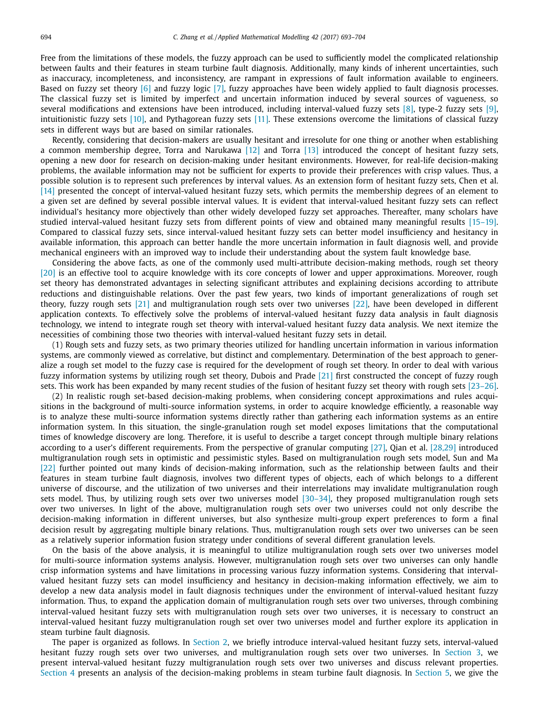Free from the limitations of these models, the fuzzy approach can be used to sufficiently model the complicated relationship between faults and their features in steam turbine fault diagnosis. Additionally, many kinds of inherent uncertainties, such as inaccuracy, incompleteness, and inconsistency, are rampant in expressions of fault information available to engineers. Based on fuzzy set theory [6] and fuzzy logic [7], fuzzy approaches have been widely applied to fault diagnosis processes. The classical fuzzy set is limited by imperfect and uncertain information induced by several sources of vagueness, so several modifications and extensions have been introduced, including interval-valued fuzzy sets [8], type-2 fuzzy sets [9], intuitionistic fuzzy sets [10], and Pythagorean fuzzy sets [11]. These extensions overcome the limitations of classical fuzzy sets in different ways but are based on similar rationales.

Recently, considering that decision-makers are usually hesitant and irresolute for one thing or another when establishing a common membership degree, Torra and Narukawa [12] and Torra [13] introduced the concept of hesitant fuzzy sets, opening a new door for research on decision-making under hesitant environments. However, for real-life decision-making problems, the available information may not be sufficient for experts to provide their preferences with crisp values. Thus, a possible solution is to represent such preferences by interval values. As an extension form of hesitant fuzzy sets, Chen et al. [14] presented the concept of interval-valued hesitant fuzzy sets, which permits the membership degrees of an element to a given set are defined by several possible interval values. It is evident that interval-valued hesitant fuzzy sets can reflect individual's hesitancy more objectively than other widely developed fuzzy set approaches. Thereafter, many scholars have studied interval-valued hesitant fuzzy sets from different points of view and obtained many meaningful results [15–19]. Compared to classical fuzzy sets, since interval-valued hesitant fuzzy sets can better model insufficiency and hesitancy in available information, this approach can better handle the more uncertain information in fault diagnosis well, and provide mechanical engineers with an improved way to include their understanding about the system fault knowledge base.

Considering the above facts, as one of the commonly used multi-attribute decision-making methods, rough set theory [20] is an effective tool to acquire knowledge with its core concepts of lower and upper approximations. Moreover, rough set theory has demonstrated advantages in selecting significant attributes and explaining decisions according to attribute reductions and distinguishable relations. Over the past few years, two kinds of important generalizations of rough set theory, fuzzy rough sets [21] and multigranulation rough sets over two universes [22], have been developed in different application contexts. To effectively solve the problems of interval-valued hesitant fuzzy data analysis in fault diagnosis technology, we intend to integrate rough set theory with interval-valued hesitant fuzzy data analysis. We next itemize the necessities of combining those two theories with interval-valued hesitant fuzzy sets in detail.

(1) Rough sets and fuzzy sets, as two primary theories utilized for handling uncertain information in various information systems, are commonly viewed as correlative, but distinct and complementary. Determination of the best approach to generalize a rough set model to the fuzzy case is required for the development of rough set theory. In order to deal with various fuzzy information systems by utilizing rough set theory, Dubois and Prade [21] first constructed the concept of fuzzy rough sets. This work has been expanded by many recent studies of the fusion of hesitant fuzzy set theory with rough sets [23–26].

(2) In realistic rough set-based decision-making problems, when considering concept approximations and rules acquisitions in the background of multi-source information systems, in order to acquire knowledge efficiently, a reasonable way is to analyze these multi-source information systems directly rather than gathering each information systems as an entire information system. In this situation, the single-granulation rough set model exposes limitations that the computational times of knowledge discovery are long. Therefore, it is useful to describe a target concept through multiple binary relations according to a user's different requirements. From the perspective of granular computing [27], Qian et al. [28,29] introduced multigranulation rough sets in optimistic and pessimistic styles. Based on multigranulation rough sets model, Sun and Ma [22] further pointed out many kinds of decision-making information, such as the relationship between faults and their features in steam turbine fault diagnosis, involves two different types of objects, each of which belongs to a different universe of discourse, and the utilization of two universes and their interrelations may invalidate multigranulation rough sets model. Thus, by utilizing rough sets over two universes model [30–34], they proposed multigranulation rough sets over two universes. In light of the above, multigranulation rough sets over two universes could not only describe the decision-making information in different universes, but also synthesize multi-group expert preferences to form a final decision result by aggregating multiple binary relations. Thus, multigranulation rough sets over two universes can be seen as a relatively superior information fusion strategy under conditions of several different granulation levels.

On the basis of the above analysis, it is meaningful to utilize multigranulation rough sets over two universes model for multi-source information systems analysis. However, multigranulation rough sets over two universes can only handle crisp information systems and have limitations in processing various fuzzy information systems. Considering that interval-valued hesitant fuzzy sets can model insufficiency and hesitancy in decision-making information effectively, we aim to develop a new data analysis model in fault diagnosis techniques under the environment of interval-valued hesitant fuzzy information. Thus, to expand the application domain of multigranulation rough sets over two universes, through combining interval-valued hesitant fuzzy sets with multigranulation rough sets over two universes, it is necessary to construct an interval-valued hesitant fuzzy multigranulation rough set over two universes model and further explore its application in steam turbine fault diagnosis.

The paper is organized as follows. In Section 2, we briefly introduce interval-valued hesitant fuzzy sets, interval-valued hesitant fuzzy rough sets over two universes, and multigranulation rough sets over two universes. In Section 3, we present interval-valued hesitant fuzzy multigranulation rough sets over two universes and discuss relevant properties. Section 4 presents an analysis of the decision-making problems in steam turbine fault diagnosis. In Section 5, we give the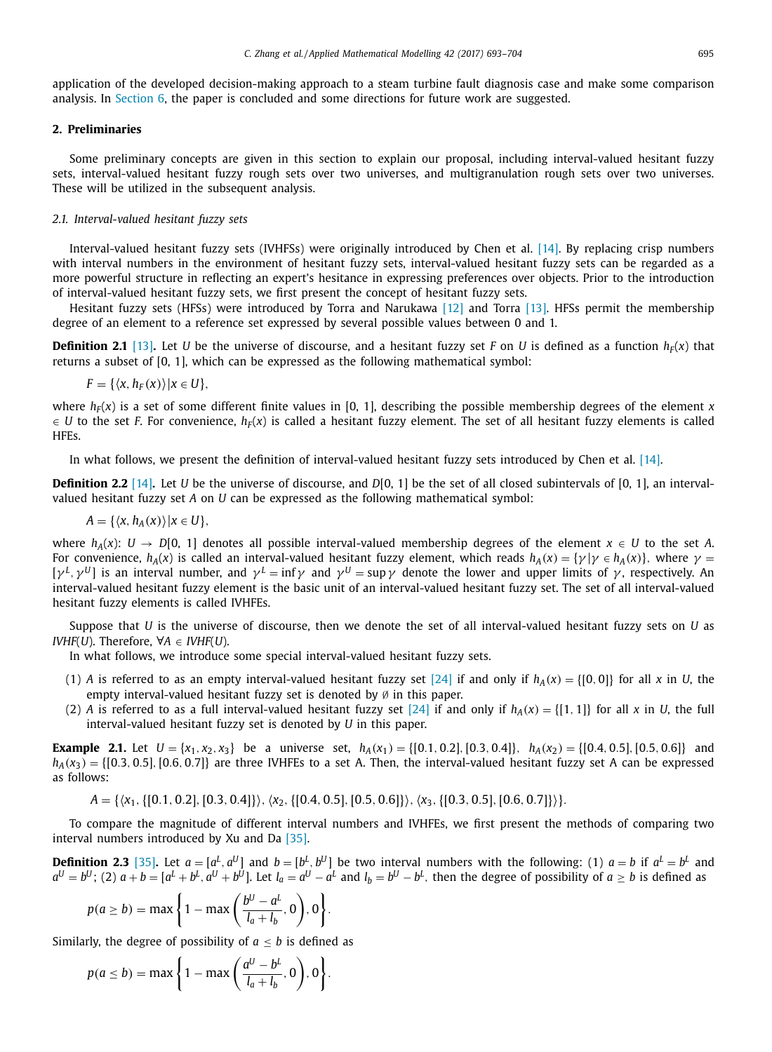application of the developed decision-making approach to a steam turbine fault diagnosis case and make some comparison analysis. In Section 6, the paper is concluded and some directions for future work are suggested.

## 2. Preliminaries

Some preliminary concepts are given in this section to explain our proposal, including interval-valued hesitant fuzzy sets, interval-valued hesitant fuzzy rough sets over two universes, and multigranulation rough sets over two universes. These will be utilized in the subsequent analysis.

### 2.1. Interval-valued hesitant fuzzy sets

Interval-valued hesitant fuzzy sets (IVHFSs) were originally introduced by Chen et al. [14]. By replacing crisp numbers with interval numbers in the environment of hesitant fuzzy sets, interval-valued hesitant fuzzy sets can be regarded as a more powerful structure in reflecting an expert's hesitance in expressing preferences over objects. Prior to the introduction of interval-valued hesitant fuzzy sets, we first present the concept of hesitant fuzzy sets.

Hesitant fuzzy sets (HFSs) were introduced by Torra and Narukawa [12] and Torra [13]. HFSs permit the membership degree of an element to a reference set expressed by several possible values between 0 and 1.

**Definition 2.1** [13]**.** Let $U$ be the universe of discourse, and a hesitant fuzzy set $F$ on $U$ is defined as a function $h_F(x)$ that returns a subset of [0, 1], which can be expressed as the following mathematical symbol:

$$F = \{\langle x, h_F(x)\rangle | x \in U\},$$

where $h_F(x)$ is a set of some different finite values in [0, 1], describing the possible membership degrees of the element $x \in U$ to the set $F$. For convenience, $h_F(x)$ is called a hesitant fuzzy element. The set of all hesitant fuzzy elements is called HFEs.

In what follows, we present the definition of interval-valued hesitant fuzzy sets introduced by Chen et al. [14].

**Definition 2.2** [14]**.** Let $U$ be the universe of discourse, and $D[0, 1]$ be the set of all closed subintervals of [0, 1], an interval-valued hesitant fuzzy set $A$ on $U$ can be expressed as the following mathematical symbol:

$$A = \{\langle x, h_A(x)\rangle | x \in U\},$$

where $h_A(x)$: $U \to D[0, 1]$ denotes all possible interval-valued membership degrees of the element $x \in U$ to the set $A$. For convenience, $h_A(x)$ is called an interval-valued hesitant fuzzy element, which reads $h_A(x) = \{\gamma | \gamma \in h_A(x)\}$, where $\gamma = [\gamma^L, \gamma^U]$ is an interval number, and $\gamma^L = \inf \gamma$ and $\gamma^U = \sup \gamma$ denote the lower and upper limits of $\gamma$, respectively. An interval-valued hesitant fuzzy element is the basic unit of an interval-valued hesitant fuzzy set. The set of all interval-valued hesitant fuzzy elements is called IVHFEs.

Suppose that $U$ is the universe of discourse, then we denote the set of all interval-valued hesitant fuzzy sets on $U$ as *IVHF*($U$). Therefore, $\forall A \in$ *IVHF*($U$).

In what follows, we introduce some special interval-valued hesitant fuzzy sets.

(1) $A$ is referred to as an empty interval-valued hesitant fuzzy set [24] if and only if $h_A(x) = \{[0, 0]\}$ for all $x$ in $U$, the empty interval-valued hesitant fuzzy set is denoted by $\emptyset$ in this paper.

(2) $A$ is referred to as a full interval-valued hesitant fuzzy set [24] if and only if $h_A(x) = \{[1, 1]\}$ for all $x$ in $U$, the full interval-valued hesitant fuzzy set is denoted by $U$ in this paper.

**Example 2.1.** Let $U = \{x_1, x_2, x_3\}$ be a universe set, $h_A(x_1) = \{[0.1, 0.2], [0.3, 0.4]\}$, $h_A(x_2) = \{[0.4, 0.5], [0.5, 0.6]\}$ and $h_A(x_3) = \{[0.3, 0.5], [0.6, 0.7]\}$ are three IVHFEs to a set A. Then, the interval-valued hesitant fuzzy set A can be expressed as follows:

$$A = \{\langle x_1, \{[0.1, 0.2], [0.3, 0.4]\}\rangle, \langle x_2, \{[0.4, 0.5], [0.5, 0.6]\}\rangle, \langle x_3, \{[0.3, 0.5], [0.6, 0.7]\}\rangle\}.$$

To compare the magnitude of different interval numbers and IVHFEs, we first present the methods of comparing two interval numbers introduced by Xu and Da [35].

**Definition 2.3** [35]**.** Let $a = [a^L, a^U]$ and $b = [b^L, b^U]$ be two interval numbers with the following: (1) $a = b$ if $a^L = b^L$ and $a^U = b^U$; (2) $a + b = [a^L + b^L, a^U + b^U]$. Let $l_a = a^U - a^L$ and $l_b = b^U - b^L$, then the degree of possibility of $a \geq b$ is defined as

$$p(a \geq b) = \max\left\{1 - \max\left(\frac{b^U - a^L}{l_a + l_b}, 0\right), 0\right\}.$$

Similarly, the degree of possibility of $a \leq b$ is defined as

$$p(a \leq b) = \max\left\{1 - \max\left(\frac{a^U - b^L}{l_a + l_b}, 0\right), 0\right\}.$$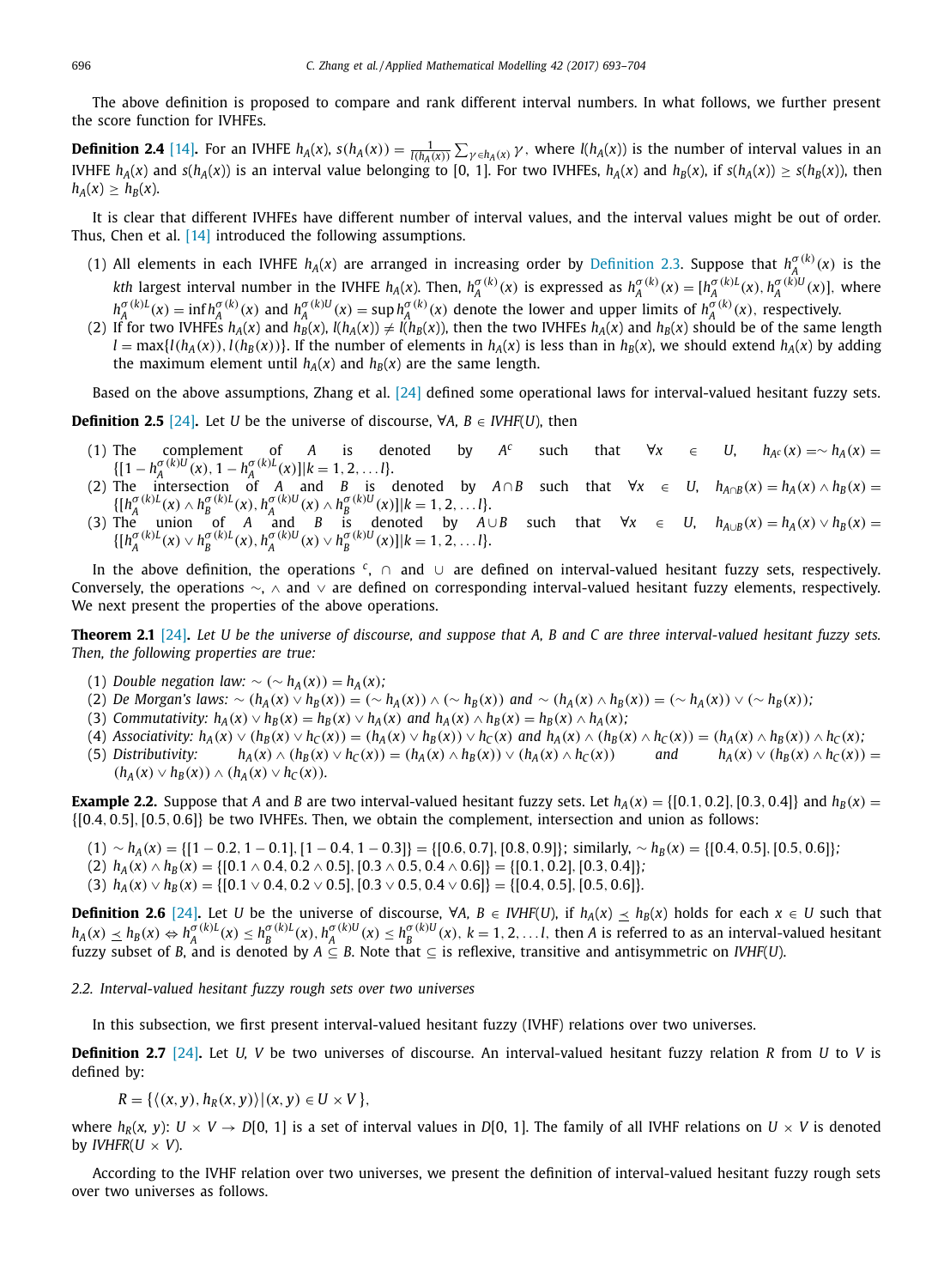The above definition is proposed to compare and rank different interval numbers. In what follows, we further present the score function for IVHFEs.

**Definition 2.4** [14]**.** For an IVHFE $h_A(x)$, $s(h_A(x)) = \frac{1}{l(h_A(x))}\sum_{\gamma \in h_A(x)} \gamma$, where $l(h_A(x))$ is the number of interval values in an IVHFE $h_A(x)$ and $s(h_A(x))$ is an interval value belonging to [0, 1]. For two IVHFEs, $h_A(x)$ and $h_B(x)$, if $s(h_A(x)) \geq s(h_B(x))$, then $h_A(x) \geq h_B(x)$.

It is clear that different IVHFEs have different number of interval values, and the interval values might be out of order. Thus, Chen et al. [14] introduced the following assumptions.

(1) All elements in each IVHFE $h_A(x)$ are arranged in increasing order by Definition 2.3. Suppose that $h_A^{\sigma(k)}(x)$ is the $k$th largest interval number in the IVHFE $h_A(x)$. Then, $h_A^{\sigma(k)}(x)$ is expressed as $h_A^{\sigma(k)}(x) = [h_A^{\sigma(k)L}(x), h_A^{\sigma(k)U}(x)]$, where $h_A^{\sigma(k)L}(x) = \inf h_A^{\sigma(k)}(x)$ and $h_A^{\sigma(k)U}(x) = \sup h_A^{\sigma(k)}(x)$ denote the lower and upper limits of $h_A^{\sigma(k)}(x)$, respectively.
(2) If for two IVHFEs $h_A(x)$ and $h_B(x)$, $l(h_A(x)) \neq l(h_B(x))$, then the two IVHFEs $h_A(x)$ and $h_B(x)$ should be of the same length $l = \max\{l(h_A(x)), l(h_B(x))\}$. If the number of elements in $h_A(x)$ is less than in $h_B(x)$, we should extend $h_A(x)$ by adding the maximum element until $h_A(x)$ and $h_B(x)$ are the same length.

Based on the above assumptions, Zhang et al. [24] defined some operational laws for interval-valued hesitant fuzzy sets.

**Definition 2.5** [24]**.** Let $U$ be the universe of discourse, $\forall A, B \in IVHF(U)$, then

(1) The complement of $A$ is denoted by $A^c$ such that $\forall x \in U$, $h_{A^c}(x) = \sim h_A(x) = \{[1 - h_A^{\sigma(k)U}(x), 1 - h_A^{\sigma(k)L}(x)] | k = 1, 2, \ldots l\}$.
(2) The intersection of $A$ and $B$ is denoted by $A \cap B$ such that $\forall x \in U$, $h_{A\cap B}(x) = h_A(x) \wedge h_B(x) = \{[h_A^{\sigma(k)L}(x) \wedge h_B^{\sigma(k)L}(x), h_A^{\sigma(k)U}(x) \wedge h_B^{\sigma(k)U}(x)] | k = 1, 2, \ldots l\}$.
(3) The union of $A$ and $B$ is denoted by $A \cup B$ such that $\forall x \in U$, $h_{A\cup B}(x) = h_A(x) \vee h_B(x) = \{[h_A^{\sigma(k)L}(x) \vee h_B^{\sigma(k)L}(x), h_A^{\sigma(k)U}(x) \vee h_B^{\sigma(k)U}(x)] | k = 1, 2, \ldots l\}$.

In the above definition, the operations $^c$, $\cap$ and $\cup$ are defined on interval-valued hesitant fuzzy sets, respectively. Conversely, the operations $\sim$, $\wedge$ and $\vee$ are defined on corresponding interval-valued hesitant fuzzy elements, respectively. We next present the properties of the above operations.

**Theorem 2.1** [24]**.** *Let $U$ be the universe of discourse, and suppose that $A$, $B$ and $C$ are three interval-valued hesitant fuzzy sets. Then, the following properties are true:*

(1) *Double negation law:* $\sim (\sim h_A(x)) = h_A(x)$;
(2) *De Morgan's laws:* $\sim (h_A(x) \vee h_B(x)) = (\sim h_A(x)) \wedge (\sim h_B(x))$ *and* $\sim (h_A(x) \wedge h_B(x)) = (\sim h_A(x)) \vee (\sim h_B(x))$;
(3) *Commutativity:* $h_A(x) \vee h_B(x) = h_B(x) \vee h_A(x)$ *and* $h_A(x) \wedge h_B(x) = h_B(x) \wedge h_A(x)$;
(4) *Associativity:* $h_A(x) \vee (h_B(x) \vee h_C(x)) = (h_A(x) \vee h_B(x)) \vee h_C(x)$ *and* $h_A(x) \wedge (h_B(x) \wedge h_C(x)) = (h_A(x) \wedge h_B(x)) \wedge h_C(x)$;
(5) *Distributivity:* $h_A(x) \wedge (h_B(x) \vee h_C(x)) = (h_A(x) \wedge h_B(x)) \vee (h_A(x) \wedge h_C(x))$ *and* $h_A(x) \vee (h_B(x) \wedge h_C(x)) = (h_A(x) \vee h_B(x)) \wedge (h_A(x) \vee h_C(x))$.

**Example 2.2.** Suppose that $A$ and $B$ are two interval-valued hesitant fuzzy sets. Let $h_A(x) = \{[0.1, 0.2], [0.3, 0.4]\}$ and $h_B(x) = \{[0.4, 0.5], [0.5, 0.6]\}$ be two IVHFEs. Then, we obtain the complement, intersection and union as follows:

(1) $\sim h_A(x) = \{[1 - 0.2, 1 - 0.1], [1 - 0.4, 1 - 0.3]\} = \{[0.6, 0.7], [0.8, 0.9]\}$; similarly, $\sim h_B(x) = \{[0.4, 0.5], [0.5, 0.6]\}$;
(2) $h_A(x) \wedge h_B(x) = \{[0.1 \wedge 0.4, 0.2 \wedge 0.5], [0.3 \wedge 0.5, 0.4 \wedge 0.6]\} = \{[0.1, 0.2], [0.3, 0.4]\}$;
(3) $h_A(x) \vee h_B(x) = \{[0.1 \vee 0.4, 0.2 \vee 0.5], [0.3 \vee 0.5, 0.4 \vee 0.6]\} = \{[0.4, 0.5], [0.5, 0.6]\}$.

**Definition 2.6** [24]**.** Let $U$ be the universe of discourse, $\forall A, B \in IVHF(U)$, if $h_A(x) \preceq h_B(x)$ holds for each $x \in U$ such that $h_A(x) \preceq h_B(x) \Leftrightarrow h_A^{\sigma(k)L}(x) \leq h_B^{\sigma(k)L}(x), h_A^{\sigma(k)U}(x) \leq h_B^{\sigma(k)U}(x)$, $k = 1, 2, \ldots l$, then $A$ is referred to as an interval-valued hesitant fuzzy subset of $B$, and is denoted by $A \subseteq B$. Note that $\subseteq$ is reflexive, transitive and antisymmetric on $IVHF(U)$.

### *2.2. Interval-valued hesitant fuzzy rough sets over two universes*

In this subsection, we first present interval-valued hesitant fuzzy (IVHF) relations over two universes.

**Definition 2.7** [24]**.** Let $U$, $V$ be two universes of discourse. An interval-valued hesitant fuzzy relation $R$ from $U$ to $V$ is defined by:

$$R = \{\langle (x, y), h_R(x, y)\rangle | (x, y) \in U \times V\},$$

where $h_R(x, y)$: $U \times V \to D[0, 1]$ is a set of interval values in $D[0, 1]$. The family of all IVHF relations on $U \times V$ is denoted by $IVHFR(U \times V)$.

According to the IVHF relation over two universes, we present the definition of interval-valued hesitant fuzzy rough sets over two universes as follows.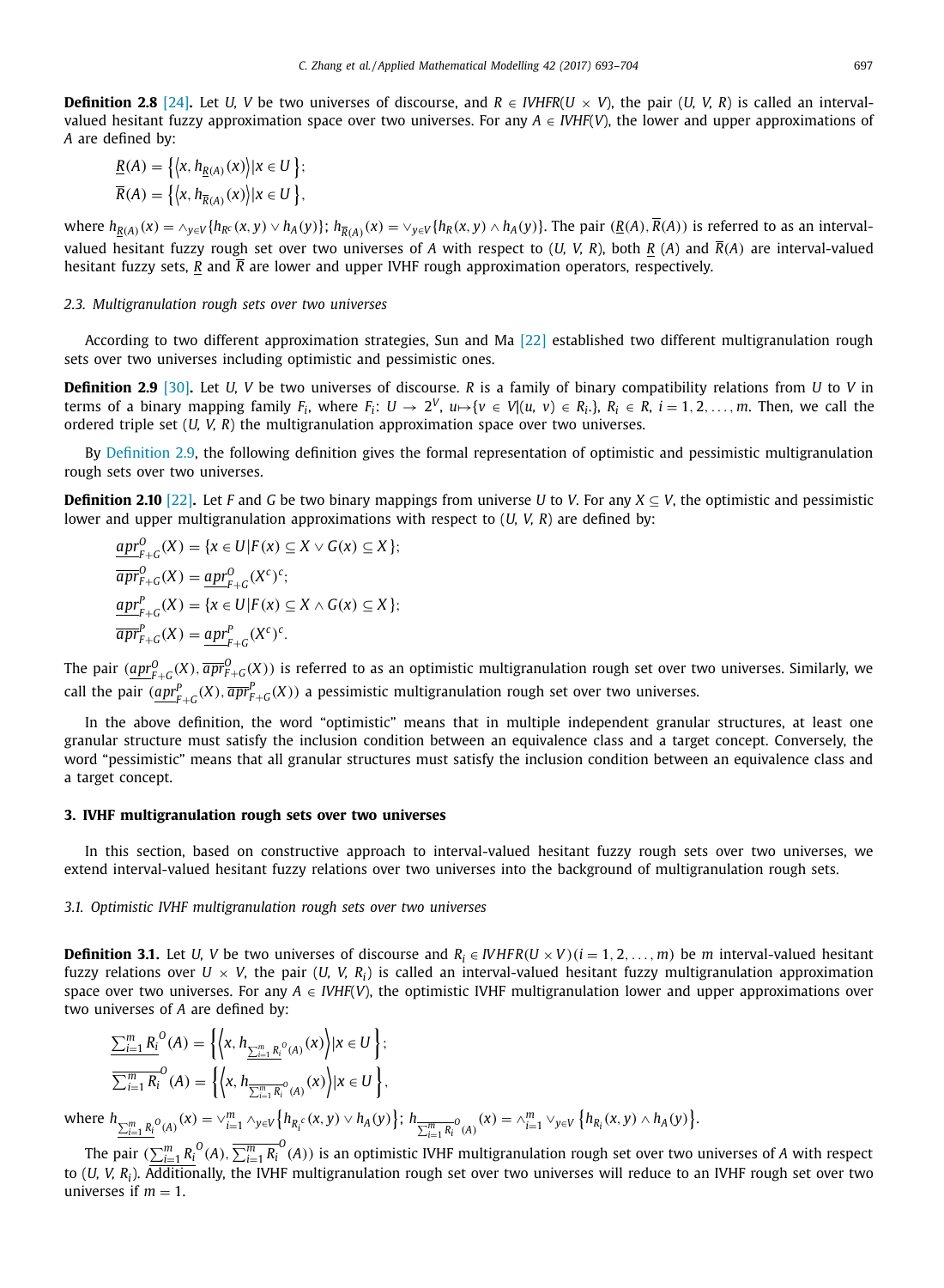**Definition 2.8** [24]**.** Let *U, V* be two universes of discourse, and $R \in IVHFR(U \times V)$, the pair (*U, V, R*) is called an interval-valued hesitant fuzzy approximation space over two universes. For any $A \in IVHF(V)$, the lower and upper approximations of *A* are defined by:

$$\underline{R}(A) = \left\{ \left\langle x, h_{\underline{R}(A)}(x) \right\rangle | x \in U \right\};$$
$$\overline{R}(A) = \left\{ \left\langle x, h_{\overline{R}(A)}(x) \right\rangle | x \in U \right\},$$

where $h_{\underline{R}(A)}(x) = \wedge_{y \in V}\{h_{R^c}(x, y) \vee h_A(y)\}$; $h_{\overline{R}(A)}(x) = \vee_{y \in V}\{h_R(x, y) \wedge h_A(y)\}$. The pair $(\underline{R}(A), \overline{R}(A))$ is referred to as an interval-valued hesitant fuzzy rough set over two universes of *A* with respect to (*U, V, R*), both $\underline{R}(A)$ and $\overline{R}(A)$ are interval-valued hesitant fuzzy sets, $\underline{R}$ and $\overline{R}$ are lower and upper IVHF rough approximation operators, respectively.

### 2.3. Multigranulation rough sets over two universes

According to two different approximation strategies, Sun and Ma [22] established two different multigranulation rough sets over two universes including optimistic and pessimistic ones.

**Definition 2.9** [30]**.** Let *U, V* be two universes of discourse. *R* is a family of binary compatibility relations from *U* to *V* in terms of a binary mapping family $F_i$, where $F_i$: $U \to 2^V$, $u \mapsto \{v \in V | (u, v) \in R_i.\}$, $R_i \in R$, $i = 1, 2, \ldots, m$. Then, we call the ordered triple set (*U, V, R*) the multigranulation approximation space over two universes.

By Definition 2.9, the following definition gives the formal representation of optimistic and pessimistic multigranulation rough sets over two universes.

**Definition 2.10** [22]**.** Let *F* and *G* be two binary mappings from universe *U* to *V*. For any $X \subseteq V$, the optimistic and pessimistic lower and upper multigranulation approximations with respect to (*U, V, R*) are defined by:

$$\underline{apr}^{O}_{F+G}(X) = \{x \in U | F(x) \subseteq X \vee G(x) \subseteq X\};$$
$$\overline{apr}^{O}_{F+G}(X) = \underline{apr}^{O}_{F+G}(X^c)^c;$$
$$\underline{apr}^{P}_{F+G}(X) = \{x \in U | F(x) \subseteq X \wedge G(x) \subseteq X\};$$
$$\overline{apr}^{P}_{F+G}(X) = \underline{apr}^{P}_{F+G}(X^c)^c.$$

The pair $(\underline{apr}^{O}_{F+G}(X), \overline{apr}^{O}_{F+G}(X))$ is referred to as an optimistic multigranulation rough set over two universes. Similarly, we call the pair $(\underline{apr}^{P}_{F+G}(X), \overline{apr}^{P}_{F+G}(X))$ a pessimistic multigranulation rough set over two universes.

In the above definition, the word "optimistic" means that in multiple independent granular structures, at least one granular structure must satisfy the inclusion condition between an equivalence class and a target concept. Conversely, the word "pessimistic" means that all granular structures must satisfy the inclusion condition between an equivalence class and a target concept.

## 3. IVHF multigranulation rough sets over two universes

In this section, based on constructive approach to interval-valued hesitant fuzzy rough sets over two universes, we extend interval-valued hesitant fuzzy relations over two universes into the background of multigranulation rough sets.

### 3.1. Optimistic IVHF multigranulation rough sets over two universes

**Definition 3.1.** Let *U, V* be two universes of discourse and $R_i \in IVHFR(U \times V)(i = 1, 2, \ldots, m)$ be *m* interval-valued hesitant fuzzy relations over $U \times V$, the pair $(U, V, R_i)$ is called an interval-valued hesitant fuzzy multigranulation approximation space over two universes. For any $A \in IVHF(V)$, the optimistic IVHF multigranulation lower and upper approximations over two universes of *A* are defined by:

$$\underline{\sum_{i=1}^{m} R_i}^{O}(A) = \left\{ \left\langle x, h_{\underline{\sum_{i=1}^{m} R_i}^{O}(A)}(x) \right\rangle | x \in U \right\};$$
$$\overline{\sum_{i=1}^{m} R_i}^{O}(A) = \left\{ \left\langle x, h_{\overline{\sum_{i=1}^{m} R_i}^{O}(A)}(x) \right\rangle | x \in U \right\},$$

where $h_{\underline{\sum_{i=1}^{m} R_i}^{O}(A)}(x) = \vee_{i=1}^{m} \wedge_{y \in V}\left\{h_{R_i^c}(x, y) \vee h_A(y)\right\}$; $h_{\overline{\sum_{i=1}^{m} R_i}^{O}(A)}(x) = \wedge_{i=1}^{m} \vee_{y \in V}\left\{h_{R_i}(x, y) \wedge h_A(y)\right\}$.

The pair $(\underline{\sum_{i=1}^{m} R_i}^{O}(A), \overline{\sum_{i=1}^{m} R_i}^{O}(A))$ is an optimistic IVHF multigranulation rough set over two universes of *A* with respect to $(U, V, R_i)$. Additionally, the IVHF multigranulation rough set over two universes will reduce to an IVHF rough set over two universes if $m = 1$.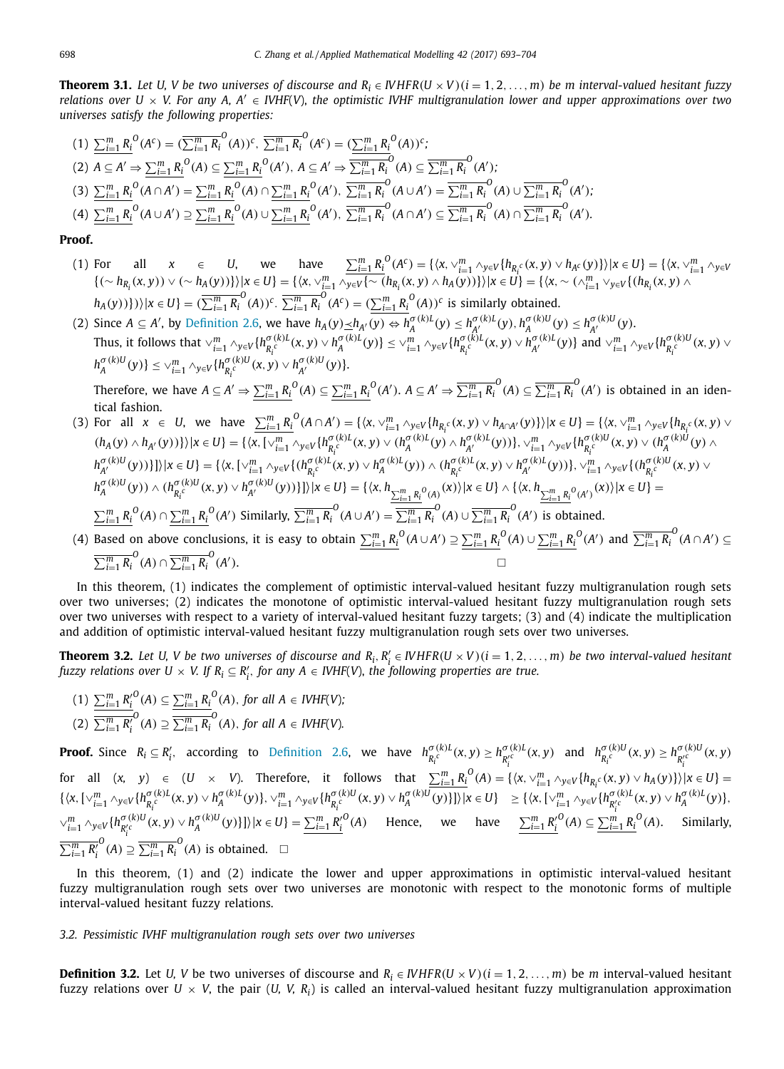**Theorem 3.1.** *Let U, V be two universes of discourse and $R_i \in IVHFR(U \times V)(i = 1, 2, \ldots, m)$ be m interval-valued hesitant fuzzy relations over $U \times V$. For any $A, A' \in IVHF(V)$, the optimistic IVHF multigranulation lower and upper approximations over two universes satisfy the following properties:*

(1) $\underline{\sum_{i=1}^m R_i}^O(A^c) = (\overline{\sum_{i=1}^m R_i}^O(A))^c$, $\overline{\sum_{i=1}^m R_i}^O(A^c) = (\underline{\sum_{i=1}^m R_i}^O(A))^c$;

(2) $A \subseteq A' \Rightarrow \underline{\sum_{i=1}^m R_i}^O(A) \subseteq \underline{\sum_{i=1}^m R_i}^O(A')$, $A \subseteq A' \Rightarrow \overline{\sum_{i=1}^m R_i}^O(A) \subseteq \overline{\sum_{i=1}^m R_i}^O(A')$;

(3) $\underline{\sum_{i=1}^m R_i}^O(A \cap A') = \underline{\sum_{i=1}^m R_i}^O(A) \cap \underline{\sum_{i=1}^m R_i}^O(A')$, $\overline{\sum_{i=1}^m R_i}^O(A \cup A') = \overline{\sum_{i=1}^m R_i}^O(A) \cup \overline{\sum_{i=1}^m R_i}^O(A')$;

(4) $\underline{\sum_{i=1}^m R_i}^O(A \cup A') \supseteq \underline{\sum_{i=1}^m R_i}^O(A) \cup \underline{\sum_{i=1}^m R_i}^O(A')$, $\overline{\sum_{i=1}^m R_i}^O(A \cap A') \subseteq \overline{\sum_{i=1}^m R_i}^O(A) \cap \overline{\sum_{i=1}^m R_i}^O(A')$.

**Proof.**

(1) For all $x \in U$, we have $\underline{\sum_{i=1}^m R_i}^O(A^c) = \{\langle x, \vee_{i=1}^m \wedge_{y \in V}\{h_{R_i^c}(x, y) \vee h_{A^c}(y)\}\rangle | x \in U\} = \{\langle x, \vee_{i=1}^m \wedge_{y \in V}\{(\sim h_{R_i}(x, y)) \vee (\sim h_A(y))\}\rangle | x \in U\} = \{\langle x, \vee_{i=1}^m \wedge_{y \in V}\{\sim (h_{R_i}(x, y) \wedge h_A(y))\}\rangle | x \in U\} = \{\langle x, \sim (\wedge_{i=1}^m \vee_{y \in V}\{(h_{R_i}(x, y) \wedge h_A(y))\})\rangle | x \in U\} = (\overline{\sum_{i=1}^m R_i}^O(A))^c$. $\overline{\sum_{i=1}^m R_i}^O(A^c) = (\underline{\sum_{i=1}^m R_i}^O(A))^c$ is similarly obtained.

(2) Since $A \subseteq A'$, by Definition 2.6, we have $h_A(y) \preceq h_{A'}(y) \Leftrightarrow h_A^{\sigma(k)L}(y) \leq h_{A'}^{\sigma(k)L}(y)$, $h_A^{\sigma(k)U}(y) \leq h_{A'}^{\sigma(k)U}(y)$.
Thus, it follows that $\vee_{i=1}^m \wedge_{y \in V}\{h_{R_i^c}^{\sigma(k)L}(x, y) \vee h_A^{\sigma(k)L}(y)\} \leq \vee_{i=1}^m \wedge_{y \in V}\{h_{R_i^c}^{\sigma(k)L}(x, y) \vee h_{A'}^{\sigma(k)L}(y)\}$ and $\vee_{i=1}^m \wedge_{y \in V}\{h_{R_i^c}^{\sigma(k)U}(x, y) \vee h_A^{\sigma(k)U}(y)\} \leq \vee_{i=1}^m \wedge_{y \in V}\{h_{R_i^c}^{\sigma(k)U}(x, y) \vee h_{A'}^{\sigma(k)U}(y)\}$.
Therefore, we have $A \subseteq A' \Rightarrow \underline{\sum_{i=1}^m R_i}^O(A) \subseteq \underline{\sum_{i=1}^m R_i}^O(A')$. $A \subseteq A' \Rightarrow \overline{\sum_{i=1}^m R_i}^O(A) \subseteq \overline{\sum_{i=1}^m R_i}^O(A')$ is obtained in an identical fashion.

(3) For all $x \in U$, we have $\underline{\sum_{i=1}^m R_i}^O(A \cap A') = \{\langle x, \vee_{i=1}^m \wedge_{y \in V}\{h_{R_i^c}(x, y) \vee h_{A \cap A'}(y)\}\rangle | x \in U\} = \{\langle x, \vee_{i=1}^m \wedge_{y \in V}\{h_{R_i^c}(x, y) \vee (h_A(y) \wedge h_{A'}(y))\}\rangle | x \in U\} = \{\langle x, [\vee_{i=1}^m \wedge_{y \in V}\{h_{R_i^c}^{\sigma(k)L}(x, y) \vee (h_A^{\sigma(k)L}(y) \wedge h_{A'}^{\sigma(k)L}(y))\}, \vee_{i=1}^m \wedge_{y \in V}\{h_{R_i^c}^{\sigma(k)U}(x, y) \vee (h_A^{\sigma(k)U}(y) \wedge h_{A'}^{\sigma(k)U}(y))\}]\rangle | x \in U\} = \{\langle x, [\vee_{i=1}^m \wedge_{y \in V}\{(h_{R_i^c}^{\sigma(k)L}(x, y) \vee h_A^{\sigma(k)L}(y)) \wedge (h_{R_i^c}^{\sigma(k)L}(x, y) \vee h_{A'}^{\sigma(k)L}(y))\}, \vee_{i=1}^m \wedge_{y \in V}\{(h_{R_i^c}^{\sigma(k)U}(x, y) \vee h_A^{\sigma(k)U}(y)) \wedge (h_{R_i^c}^{\sigma(k)U}(x, y) \vee h_{A'}^{\sigma(k)U}(y))\}]\rangle | x \in U\} = \{\langle x, h_{\underline{\sum_{i=1}^m R_i}^O(A)}(x)\rangle | x \in U\} \wedge \{\langle x, h_{\underline{\sum_{i=1}^m R_i}^O(A')}(x)\rangle | x \in U\} = \underline{\sum_{i=1}^m R_i}^O(A) \cap \underline{\sum_{i=1}^m R_i}^O(A')$ Similarly, $\overline{\sum_{i=1}^m R_i}^O(A \cup A') = \overline{\sum_{i=1}^m R_i}^O(A) \cup \overline{\sum_{i=1}^m R_i}^O(A')$ is obtained.

(4) Based on above conclusions, it is easy to obtain $\underline{\sum_{i=1}^m R_i}^O(A \cup A') \supseteq \underline{\sum_{i=1}^m R_i}^O(A) \cup \underline{\sum_{i=1}^m R_i}^O(A')$ and $\overline{\sum_{i=1}^m R_i}^O(A \cap A') \subseteq \overline{\sum_{i=1}^m R_i}^O(A) \cap \overline{\sum_{i=1}^m R_i}^O(A')$. □

In this theorem, (1) indicates the complement of optimistic interval-valued hesitant fuzzy multigranulation rough sets over two universes; (2) indicates the monotone of optimistic interval-valued hesitant fuzzy multigranulation rough sets over two universes with respect to a variety of interval-valued hesitant fuzzy targets; (3) and (4) indicate the multiplication and addition of optimistic interval-valued hesitant fuzzy multigranulation rough sets over two universes.

**Theorem 3.2.** *Let U, V be two universes of discourse and $R_i, R_i' \in IVHFR(U \times V)(i = 1, 2, \ldots, m)$ be two interval-valued hesitant fuzzy relations over $U \times V$. If $R_i \subseteq R_i'$, for any $A \in IVHF(V)$, the following properties are true.*

(1) $\underline{\sum_{i=1}^m R_i'}^O(A) \subseteq \underline{\sum_{i=1}^m R_i}^O(A)$, *for all* $A \in IVHF(V)$;

(2) $\overline{\sum_{i=1}^m R_i'}^O(A) \supseteq \overline{\sum_{i=1}^m R_i}^O(A)$, *for all* $A \in IVHF(V)$.

**Proof.** Since $R_i \subseteq R_i'$, according to Definition 2.6, we have $h_{R_i^c}^{\sigma(k)L}(x, y) \geq h_{R_i'^c}^{\sigma(k)L}(x, y)$ and $h_{R_i^c}^{\sigma(k)U}(x, y) \geq h_{R_i'^c}^{\sigma(k)U}(x, y)$ for all $(x, y) \in (U \times V)$. Therefore, it follows that $\underline{\sum_{i=1}^m R_i}^O(A) = \{\langle x, \vee_{i=1}^m \wedge_{y \in V}\{h_{R_i^c}(x, y) \vee h_A(y)\}\rangle | x \in U\} = \{\langle x, [\vee_{i=1}^m \wedge_{y \in V}\{h_{R_i^c}^{\sigma(k)L}(x, y) \vee h_A^{\sigma(k)L}(y)\}, \vee_{i=1}^m \wedge_{y \in V}\{h_{R_i^c}^{\sigma(k)U}(x, y) \vee h_A^{\sigma(k)U}(y)\}]\rangle | x \in U\} \geq \{\langle x, [\vee_{i=1}^m \wedge_{y \in V}\{h_{R_i'^c}^{\sigma(k)L}(x, y) \vee h_A^{\sigma(k)L}(y)\}, \vee_{i=1}^m \wedge_{y \in V}\{h_{R_i'^c}^{\sigma(k)U}(x, y) \vee h_A^{\sigma(k)U}(y)\}]\rangle | x \in U\} = \underline{\sum_{i=1}^m R_i'}^O(A)$ Hence, we have $\underline{\sum_{i=1}^m R_i'}^O(A) \subseteq \underline{\sum_{i=1}^m R_i}^O(A)$. Similarly, $\overline{\sum_{i=1}^m R_i'}^O(A) \supseteq \overline{\sum_{i=1}^m R_i}^O(A)$ is obtained. □

In this theorem, (1) and (2) indicate the lower and upper approximations in optimistic interval-valued hesitant fuzzy multigranulation rough sets over two universes are monotonic with respect to the monotonic forms of multiple interval-valued hesitant fuzzy relations.

### *3.2. Pessimistic IVHF multigranulation rough sets over two universes*

**Definition 3.2.** Let *U*, *V* be two universes of discourse and $R_i \in IVHFR(U \times V)(i = 1, 2, \ldots, m)$ be *m* interval-valued hesitant fuzzy relations over $U \times V$, the pair $(U, V, R_i)$ is called an interval-valued hesitant fuzzy multigranulation approximation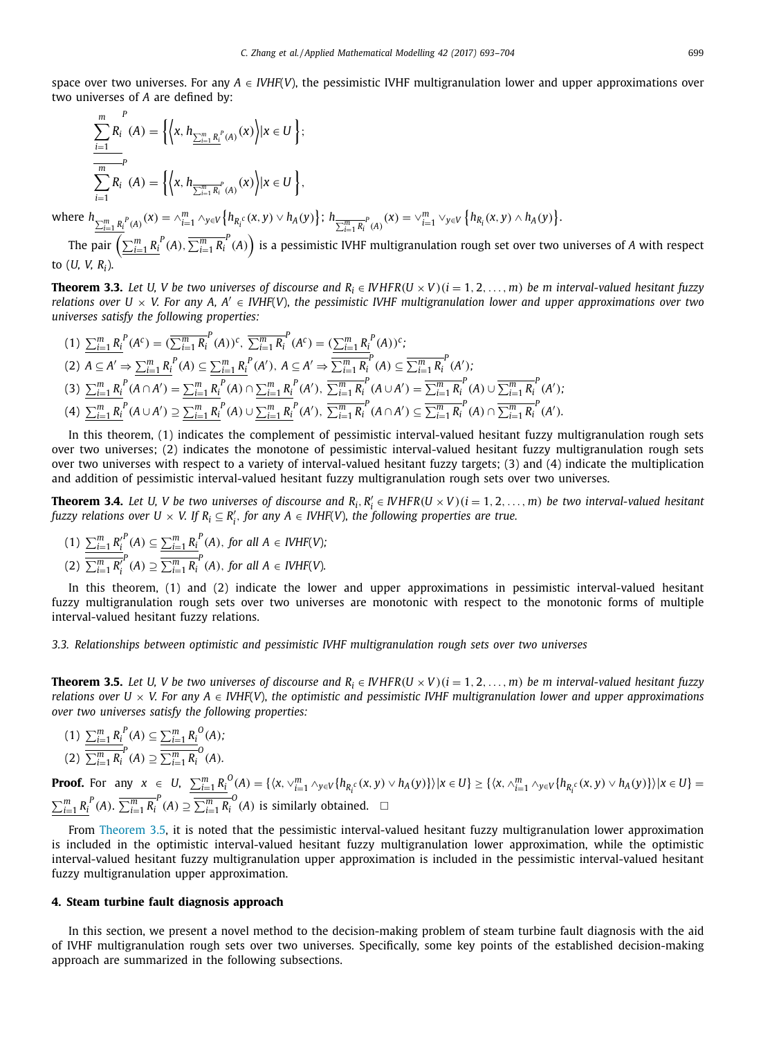space over two universes. For any $A \in IVHF(V)$, the pessimistic IVHF multigranulation lower and upper approximations over two universes of $A$ are defined by:

$$\underline{\sum_{i=1}^{m} R_i}^{P}(A) = \left\{ \left\langle x, h_{\underline{\sum_{i=1}^{m} R_i}^{P}(A)}(x) \right\rangle | x \in U \right\};$$

$$\overline{\sum_{i=1}^{m} R_i}^{P}(A) = \left\{ \left\langle x, h_{\overline{\sum_{i=1}^{m} R_i}^{P}(A)}(x) \right\rangle | x \in U \right\},$$

where $h_{\underline{\sum_{i=1}^{m} R_i}^{P}(A)}(x) = \wedge_{i=1}^{m} \wedge_{y \in V} \left\{ h_{R_i^c}(x, y) \vee h_A(y) \right\}$; $h_{\overline{\sum_{i=1}^{m} R_i}^{P}(A)}(x) = \vee_{i=1}^{m} \vee_{y \in V} \left\{ h_{R_i}(x, y) \wedge h_A(y) \right\}$.

The pair $\left( \underline{\sum_{i=1}^{m} R_i}^{P}(A), \overline{\sum_{i=1}^{m} R_i}^{P}(A) \right)$ is a pessimistic IVHF multigranulation rough set over two universes of $A$ with respect to $(U, V, R_i)$.

**Theorem 3.3.** *Let $U$, $V$ be two universes of discourse and $R_i \in IVHFR(U \times V)$ $(i = 1, 2, \ldots, m)$ be $m$ interval-valued hesitant fuzzy relations over $U \times V$. For any $A$, $A' \in IVHF(V)$, the pessimistic IVHF multigranulation lower and upper approximations over two universes satisfy the following properties:*

(1) $\underline{\sum_{i=1}^{m} R_i}^{P}(A^c) = (\overline{\sum_{i=1}^{m} R_i}^{P}(A))^c$, $\overline{\sum_{i=1}^{m} R_i}^{P}(A^c) = (\underline{\sum_{i=1}^{m} R_i}^{P}(A))^c$;

(2) $A \subseteq A' \Rightarrow \underline{\sum_{i=1}^{m} R_i}^{P}(A) \subseteq \underline{\sum_{i=1}^{m} R_i}^{P}(A')$, $A \subseteq A' \Rightarrow \overline{\sum_{i=1}^{m} R_i}^{P}(A) \subseteq \overline{\sum_{i=1}^{m} R_i}^{P}(A')$;

(3) $\underline{\sum_{i=1}^{m} R_i}^{P}(A \cap A') = \underline{\sum_{i=1}^{m} R_i}^{P}(A) \cap \underline{\sum_{i=1}^{m} R_i}^{P}(A')$, $\overline{\sum_{i=1}^{m} R_i}^{P}(A \cup A') = \overline{\sum_{i=1}^{m} R_i}^{P}(A) \cup \overline{\sum_{i=1}^{m} R_i}^{P}(A')$;

(4) $\underline{\sum_{i=1}^{m} R_i}^{P}(A \cup A') \supseteq \underline{\sum_{i=1}^{m} R_i}^{P}(A) \cup \underline{\sum_{i=1}^{m} R_i}^{P}(A')$, $\overline{\sum_{i=1}^{m} R_i}^{P}(A \cap A') \subseteq \overline{\sum_{i=1}^{m} R_i}^{P}(A) \cap \overline{\sum_{i=1}^{m} R_i}^{P}(A')$.

In this theorem, (1) indicates the complement of pessimistic interval-valued hesitant fuzzy multigranulation rough sets over two universes; (2) indicates the monotone of pessimistic interval-valued hesitant fuzzy multigranulation rough sets over two universes with respect to a variety of interval-valued hesitant fuzzy targets; (3) and (4) indicate the multiplication and addition of pessimistic interval-valued hesitant fuzzy multigranulation rough sets over two universes.

**Theorem 3.4.** *Let $U$, $V$ be two universes of discourse and $R_i, R'_i \in IVHFR(U \times V)$ $(i = 1, 2, \ldots, m)$ be two interval-valued hesitant fuzzy relations over $U \times V$. If $R_i \subseteq R'_i$, for any $A \in IVHF(V)$, the following properties are true.*

(1) $\underline{\sum_{i=1}^{m} R'_i}^{P}(A) \subseteq \underline{\sum_{i=1}^{m} R_i}^{P}(A)$, *for all* $A \in IVHF(V)$;

(2) $\overline{\sum_{i=1}^{m} R'_i}^{P}(A) \supseteq \overline{\sum_{i=1}^{m} R_i}^{P}(A)$, *for all* $A \in IVHF(V)$.

In this theorem, (1) and (2) indicate the lower and upper approximations in pessimistic interval-valued hesitant fuzzy multigranulation rough sets over two universes are monotonic with respect to the monotonic forms of multiple interval-valued hesitant fuzzy relations.

### *3.3. Relationships between optimistic and pessimistic IVHF multigranulation rough sets over two universes*

**Theorem 3.5.** *Let $U$, $V$ be two universes of discourse and $R_i \in IVHFR(U \times V)$ $(i = 1, 2, \ldots, m)$ be $m$ interval-valued hesitant fuzzy relations over $U \times V$. For any $A \in IVHF(V)$, the optimistic and pessimistic IVHF multigranulation lower and upper approximations over two universes satisfy the following properties:*

(1) $\underline{\sum_{i=1}^{m} R_i}^{P}(A) \subseteq \underline{\sum_{i=1}^{m} R_i}^{O}(A)$;

(2) $\overline{\sum_{i=1}^{m} R_i}^{P}(A) \supseteq \overline{\sum_{i=1}^{m} R_i}^{O}(A)$.

**Proof.** For any $x \in U$, $\underline{\sum_{i=1}^{m} R_i}^{O}(A) = \{\langle x, \vee_{i=1}^{m} \wedge_{y \in V} \{h_{R_i^c}(x, y) \vee h_A(y)\}\rangle | x \in U\} \geq \{\langle x, \wedge_{i=1}^{m} \wedge_{y \in V} \{h_{R_i^c}(x, y) \vee h_A(y)\}\rangle | x \in U\} = \underline{\sum_{i=1}^{m} R_i}^{P}(A)$. $\overline{\sum_{i=1}^{m} R_i}^{P}(A) \supseteq \overline{\sum_{i=1}^{m} R_i}^{O}(A)$ is similarly obtained. $\square$

From Theorem 3.5, it is noted that the pessimistic interval-valued hesitant fuzzy multigranulation lower approximation is included in the optimistic interval-valued hesitant fuzzy multigranulation lower approximation, while the optimistic interval-valued hesitant fuzzy multigranulation upper approximation is included in the pessimistic interval-valued hesitant fuzzy multigranulation upper approximation.

## 4. Steam turbine fault diagnosis approach

In this section, we present a novel method to the decision-making problem of steam turbine fault diagnosis with the aid of IVHF multigranulation rough sets over two universes. Specifically, some key points of the established decision-making approach are summarized in the following subsections.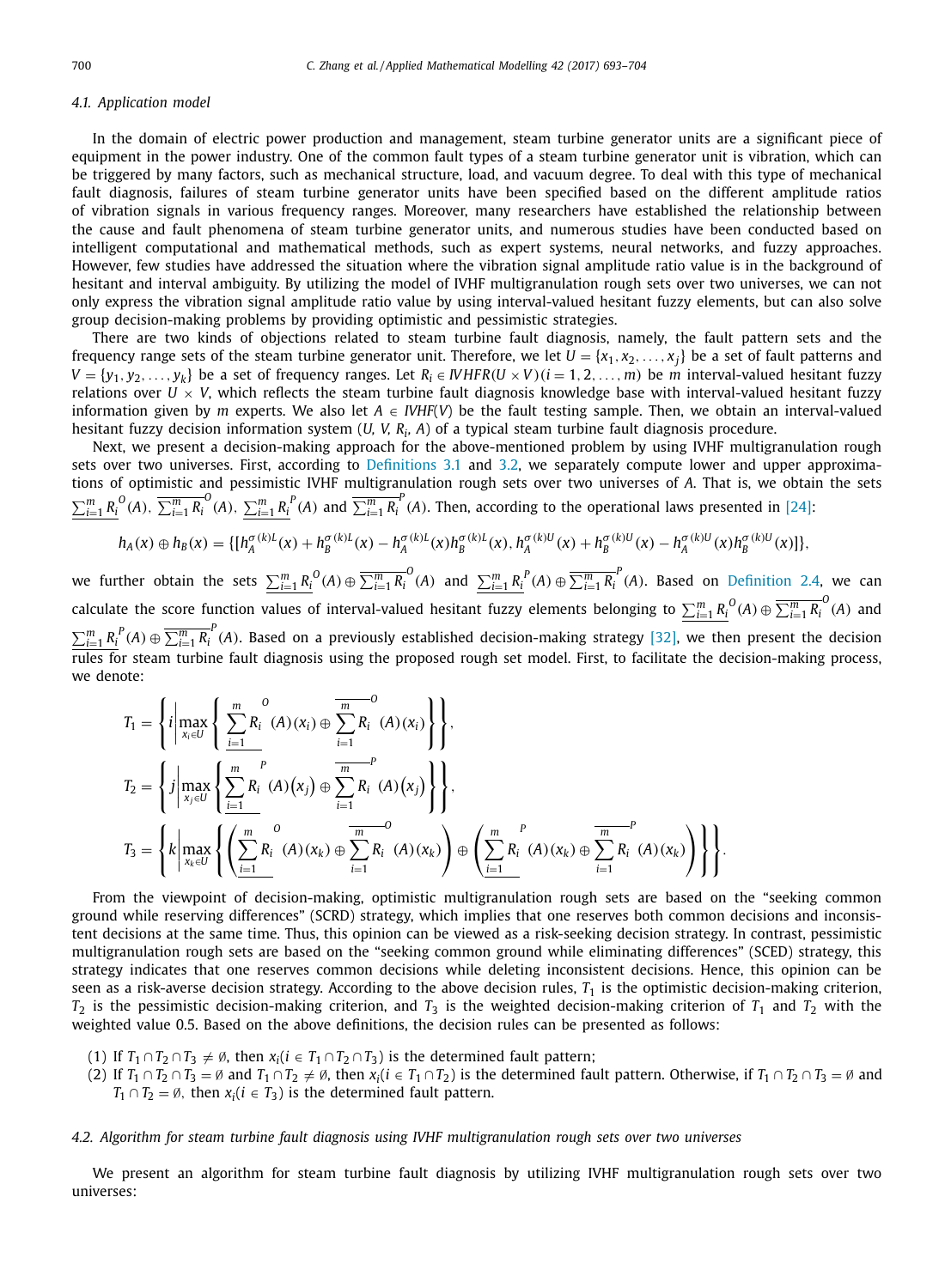### 4.1. Application model

In the domain of electric power production and management, steam turbine generator units are a significant piece of equipment in the power industry. One of the common fault types of a steam turbine generator unit is vibration, which can be triggered by many factors, such as mechanical structure, load, and vacuum degree. To deal with this type of mechanical fault diagnosis, failures of steam turbine generator units have been specified based on the different amplitude ratios of vibration signals in various frequency ranges. Moreover, many researchers have established the relationship between the cause and fault phenomena of steam turbine generator units, and numerous studies have been conducted based on intelligent computational and mathematical methods, such as expert systems, neural networks, and fuzzy approaches. However, few studies have addressed the situation where the vibration signal amplitude ratio value is in the background of hesitant and interval ambiguity. By utilizing the model of IVHF multigranulation rough sets over two universes, we can not only express the vibration signal amplitude ratio value by using interval-valued hesitant fuzzy elements, but can also solve group decision-making problems by providing optimistic and pessimistic strategies.

There are two kinds of objections related to steam turbine fault diagnosis, namely, the fault pattern sets and the frequency range sets of the steam turbine generator unit. Therefore, we let $U = \{x_1, x_2, \ldots, x_j\}$ be a set of fault patterns and $V = \{y_1, y_2, \ldots, y_k\}$ be a set of frequency ranges. Let $R_i \in IVHFR(U \times V)(i = 1, 2, \ldots, m)$ be $m$ interval-valued hesitant fuzzy relations over $U \times V$, which reflects the steam turbine fault diagnosis knowledge base with interval-valued hesitant fuzzy information given by $m$ experts. We also let $A \in IVHF(V)$ be the fault testing sample. Then, we obtain an interval-valued hesitant fuzzy decision information system $(U, V, R_i, A)$ of a typical steam turbine fault diagnosis procedure.

Next, we present a decision-making approach for the above-mentioned problem by using IVHF multigranulation rough sets over two universes. First, according to Definitions 3.1 and 3.2, we separately compute lower and upper approximations of optimistic and pessimistic IVHF multigranulation rough sets over two universes of $A$. That is, we obtain the sets $\underline{\sum_{i=1}^{m} R_i}^{O}(A)$, $\overline{\sum_{i=1}^{m} R_i}^{O}(A)$, $\underline{\sum_{i=1}^{m} R_i}^{P}(A)$ and $\overline{\sum_{i=1}^{m} R_i}^{P}(A)$. Then, according to the operational laws presented in [24]:

$$h_A(x) \oplus h_B(x) = \{[h_A^{\sigma(k)L}(x) + h_B^{\sigma(k)L}(x) - h_A^{\sigma(k)L}(x)h_B^{\sigma(k)L}(x), h_A^{\sigma(k)U}(x) + h_B^{\sigma(k)U}(x) - h_A^{\sigma(k)U}(x)h_B^{\sigma(k)U}(x)]\},$$

we further obtain the sets $\underline{\sum_{i=1}^{m} R_i}^{O}(A) \oplus \overline{\sum_{i=1}^{m} R_i}^{O}(A)$ and $\underline{\sum_{i=1}^{m} R_i}^{P}(A) \oplus \overline{\sum_{i=1}^{m} R_i}^{P}(A)$. Based on Definition 2.4, we can calculate the score function values of interval-valued hesitant fuzzy elements belonging to $\underline{\sum_{i=1}^{m} R_i}^{O}(A) \oplus \overline{\sum_{i=1}^{m} R_i}^{O}(A)$ and $\underline{\sum_{i=1}^{m} R_i}^{P}(A) \oplus \overline{\sum_{i=1}^{m} R_i}^{P}(A)$. Based on a previously established decision-making strategy [32], we then present the decision rules for steam turbine fault diagnosis using the proposed rough set model. First, to facilitate the decision-making process, we denote:

$$T_1 = \left\{ i \,\middle|\, \max_{x_i \in U} \left\{ \underline{\sum_{i=1}^{m} R_i}^{O}(A)(x_i) \oplus \overline{\sum_{i=1}^{m} R_i}^{O}(A)(x_i) \right\} \right\},$$

$$T_2 = \left\{ j \,\middle|\, \max_{x_j \in U} \left\{ \underline{\sum_{i=1}^{m} R_i}^{P}(A)(x_j) \oplus \overline{\sum_{i=1}^{m} R_i}^{P}(A)(x_j) \right\} \right\},$$

$$T_3 = \left\{ k \,\middle|\, \max_{x_k \in U} \left\{ \left( \underline{\sum_{i=1}^{m} R_i}^{O}(A)(x_k) \oplus \overline{\sum_{i=1}^{m} R_i}^{O}(A)(x_k) \right) \oplus \left( \underline{\sum_{i=1}^{m} R_i}^{P}(A)(x_k) \oplus \overline{\sum_{i=1}^{m} R_i}^{P}(A)(x_k) \right) \right\} \right\}.$$

From the viewpoint of decision-making, optimistic multigranulation rough sets are based on the "seeking common ground while reserving differences" (SCRD) strategy, which implies that one reserves both common decisions and inconsistent decisions at the same time. Thus, this opinion can be viewed as a risk-seeking decision strategy. In contrast, pessimistic multigranulation rough sets are based on the "seeking common ground while eliminating differences" (SCED) strategy, this strategy indicates that one reserves common decisions while deleting inconsistent decisions. Hence, this opinion can be seen as a risk-averse decision strategy. According to the above decision rules, $T_1$ is the optimistic decision-making criterion, $T_2$ is the pessimistic decision-making criterion, and $T_3$ is the weighted decision-making criterion of $T_1$ and $T_2$ with the weighted value 0.5. Based on the above definitions, the decision rules can be presented as follows:

(1) If $T_1 \cap T_2 \cap T_3 \neq \emptyset$, then $x_i (i \in T_1 \cap T_2 \cap T_3)$ is the determined fault pattern;
(2) If $T_1 \cap T_2 \cap T_3 = \emptyset$ and $T_1 \cap T_2 \neq \emptyset$, then $x_i (i \in T_1 \cap T_2)$ is the determined fault pattern. Otherwise, if $T_1 \cap T_2 \cap T_3 = \emptyset$ and $T_1 \cap T_2 = \emptyset$, then $x_i (i \in T_3)$ is the determined fault pattern.

### 4.2. Algorithm for steam turbine fault diagnosis using IVHF multigranulation rough sets over two universes

We present an algorithm for steam turbine fault diagnosis by utilizing IVHF multigranulation rough sets over two universes: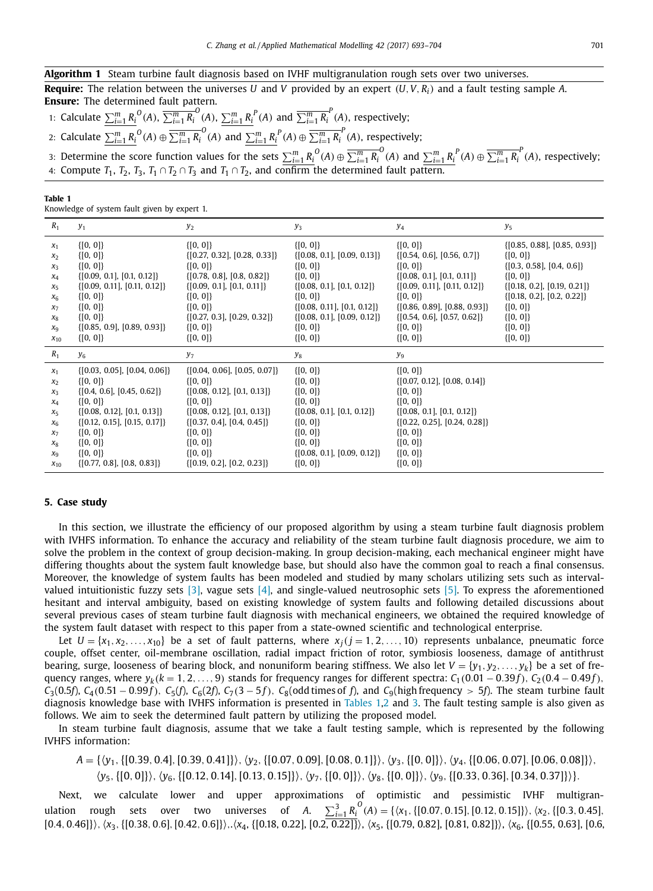**Algorithm 1** Steam turbine fault diagnosis based on IVHF multigranulation rough sets over two universes.

**Require:** The relation between the universes $U$ and $V$ provided by an expert $(U, V, R_i)$ and a fault testing sample $A$.
**Ensure:** The determined fault pattern.

1: Calculate $\underline{\sum_{i=1}^{m} R_i}^{O}(A)$, $\overline{\sum_{i=1}^{m} R_i}^{O}(A)$, $\underline{\sum_{i=1}^{m} R_i}^{P}(A)$ and $\overline{\sum_{i=1}^{m} R_i}^{P}(A)$, respectively;

2: Calculate $\underline{\sum_{i=1}^{m} R_i}^{O}(A) \oplus \overline{\sum_{i=1}^{m} R_i}^{O}(A)$ and $\underline{\sum_{i=1}^{m} R_i}^{P}(A) \oplus \overline{\sum_{i=1}^{m} R_i}^{P}(A)$, respectively;

3: Determine the score function values for the sets $\underline{\sum_{i=1}^{m} R_i}^{O}(A) \oplus \overline{\sum_{i=1}^{m} R_i}^{O}(A)$ and $\underline{\sum_{i=1}^{m} R_i}^{P}(A) \oplus \overline{\sum_{i=1}^{m} R_i}^{P}(A)$, respectively;

4: Compute $T_1$, $T_2$, $T_3$, $T_1 \cap T_2 \cap T_3$ and $T_1 \cap T_2$, and confirm the determined fault pattern.

**Table 1**
Knowledge of system fault given by expert 1.

| $R_1$ | $y_1$ | $y_2$ | $y_3$ | $y_4$ | $y_5$ |
|---|---|---|---|---|---|
| $x_1$ | {[0, 0]} | {[0, 0]} | {[0, 0]} | {[0, 0]} | {[0.85, 0.88], [0.85, 0.93]} |
| $x_2$ | {[0, 0]} | {[0.27, 0.32], [0.28, 0.33]} | {[0.08, 0.1], [0.09, 0.13]} | {[0.54, 0.6], [0.56, 0.7]} | {[0, 0]} |
| $x_3$ | {[0, 0]} | {[0, 0]} | {[0, 0]} | {[0, 0]} | {[0.3, 0.58], [0.4, 0.6]} |
| $x_4$ | {[0.09, 0.1], [0.1, 0.12]} | {[0.78, 0.8], [0.8, 0.82]} | {[0, 0]} | {[0.08, 0.1], [0.1, 0.11]} | {[0, 0]} |
| $x_5$ | {[0.09, 0.11], [0.11, 0.12]} | {[0.09, 0.1], [0.1, 0.11]} | {[0.08, 0.1], [0.1, 0.12]} | {[0.09, 0.11], [0.11, 0.12]} | {[0.18, 0.2], [0.19, 0.21]} |
| $x_6$ | {[0, 0]} | {[0, 0]} | {[0, 0]} | {[0, 0]} | {[0.18, 0.2], [0.2, 0.22]} |
| $x_7$ | {[0, 0]} | {[0, 0]} | {[0.08, 0.11], [0.1, 0.12]} | {[0.86, 0.89], [0.88, 0.93]} | {[0, 0]} |
| $x_8$ | {[0, 0]} | {[0.27, 0.3], [0.29, 0.32]} | {[0.08, 0.1], [0.09, 0.12]} | {[0.54, 0.6], [0.57, 0.62]} | {[0, 0]} |
| $x_9$ | {[0.85, 0.9], [0.89, 0.93]} | {[0, 0]} | {[0, 0]} | {[0, 0]} | {[0, 0]} |
| $x_{10}$ | {[0, 0]} | {[0, 0]} | {[0, 0]} | {[0, 0]} | {[0, 0]} |
| $R_1$ | $y_6$ | $y_7$ | $y_8$ | $y_9$ | |
| $x_1$ | {[0.03, 0.05], [0.04, 0.06]} | {[0.04, 0.06], [0.05, 0.07]} | {[0, 0]} | {[0, 0]} | |
| $x_2$ | {[0, 0]} | {[0, 0]} | {[0, 0]} | {[0.07, 0.12], [0.08, 0.14]} | |
| $x_3$ | {[0.4, 0.6], [0.45, 0.62]} | {[0.08, 0.12], [0.1, 0.13]} | {[0, 0]} | {[0, 0]} | |
| $x_4$ | {[0, 0]} | {[0, 0]} | {[0, 0]} | {[0, 0]} | |
| $x_5$ | {[0.08, 0.12], [0.1, 0.13]} | {[0.08, 0.12], [0.1, 0.13]} | {[0.08, 0.1], [0.1, 0.12]} | {[0.08, 0.1], [0.1, 0.12]} | |
| $x_6$ | {[0.12, 0.15], [0.15, 0.17]} | {[0.37, 0.4], [0.4, 0.45]} | {[0, 0]} | {[0.22, 0.25], [0.24, 0.28]} | |
| $x_7$ | {[0, 0]} | {[0, 0]} | {[0, 0]} | {[0, 0]} | |
| $x_8$ | {[0, 0]} | {[0, 0]} | {[0, 0]} | {[0, 0]} | |
| $x_9$ | {[0, 0]} | {[0, 0]} | {[0.08, 0.1], [0.09, 0.12]} | {[0, 0]} | |
| $x_{10}$ | {[0.77, 0.8], [0.8, 0.83]} | {[0.19, 0.2], [0.2, 0.23]} | {[0, 0]} | {[0, 0]} | |

## 5. Case study

In this section, we illustrate the efficiency of our proposed algorithm by using a steam turbine fault diagnosis problem with IVHFS information. To enhance the accuracy and reliability of the steam turbine fault diagnosis procedure, we aim to solve the problem in the context of group decision-making. In group decision-making, each mechanical engineer might have differing thoughts about the system fault knowledge base, but should also have the common goal to reach a final consensus. Moreover, the knowledge of system faults has been modeled and studied by many scholars utilizing sets such as interval-valued intuitionistic fuzzy sets [3], vague sets [4], and single-valued neutrosophic sets [5]. To express the aforementioned hesitant and interval ambiguity, based on existing knowledge of system faults and following detailed discussions about several previous cases of steam turbine fault diagnosis with mechanical engineers, we obtained the required knowledge of the system fault dataset with respect to this paper from a state-owned scientific and technological enterprise.

Let $U = \{x_1, x_2, \ldots, x_{10}\}$ be a set of fault patterns, where $x_j (j = 1, 2, \ldots, 10)$ represents unbalance, pneumatic force couple, offset center, oil-membrane oscillation, radial impact friction of rotor, symbiosis looseness, damage of antithrust bearing, surge, looseness of bearing block, and nonuniform bearing stiffness. We also let $V = \{y_1, y_2, \ldots, y_k\}$ be a set of frequency ranges, where $y_k (k = 1, 2, \ldots, 9)$ stands for frequency ranges for different spectra: $C_1(0.01 - 0.39f)$, $C_2(0.4 - 0.49f)$, $C_3(0.5f)$, $C_4(0.51 - 0.99f)$, $C_5(f)$, $C_6(2f)$, $C_7(3 - 5f)$, $C_8(\text{odd times of } f)$, and $C_9(\text{high frequency} > 5f)$. The steam turbine fault diagnosis knowledge base with IVHFS information is presented in Tables 1,2 and 3. The fault testing sample is also given as follows. We aim to seek the determined fault pattern by utilizing the proposed model.

In steam turbine fault diagnosis, assume that we take a fault testing sample, which is represented by the following IVHFS information:

$$A = \{\langle y_1, \{[0.39, 0.4], [0.39, 0.41]\}\rangle, \langle y_2, \{[0.07, 0.09], [0.08, 0.1]\}\rangle, \langle y_3, \{[0, 0]\}\rangle, \langle y_4, \{[0.06, 0.07], [0.06, 0.08]\}\rangle, \langle y_5, \{[0, 0]\}\rangle, \langle y_6, \{[0.12, 0.14], [0.13, 0.15]\}\rangle, \langle y_7, \{[0, 0]\}\rangle, \langle y_8, \{[0, 0]\}\rangle, \langle y_9, \{[0.33, 0.36], [0.34, 0.37]\}\rangle\}.$$

Next, we calculate lower and upper approximations of optimistic and pessimistic IVHF multigranulation rough sets over two universes of $A$. $\underline{\sum_{i=1}^{3} R_i}^{O}(A) = \{\langle x_1, \{[0.07, 0.15], [0.12, 0.15]\}\rangle, \langle x_2, \{[0.3, 0.45], [0.4, 0.46]\}\rangle, \langle x_3, \{[0.38, 0.6], [0.42, 0.6]\}\rangle, \langle x_4, \{[0.18, 0.22], [0.2, 0.22]\}\rangle, \langle x_5, \{[0.79, 0.82], [0.81, 0.82]\}\rangle, \langle x_6, \{[0.55, 0.63], [0.6,$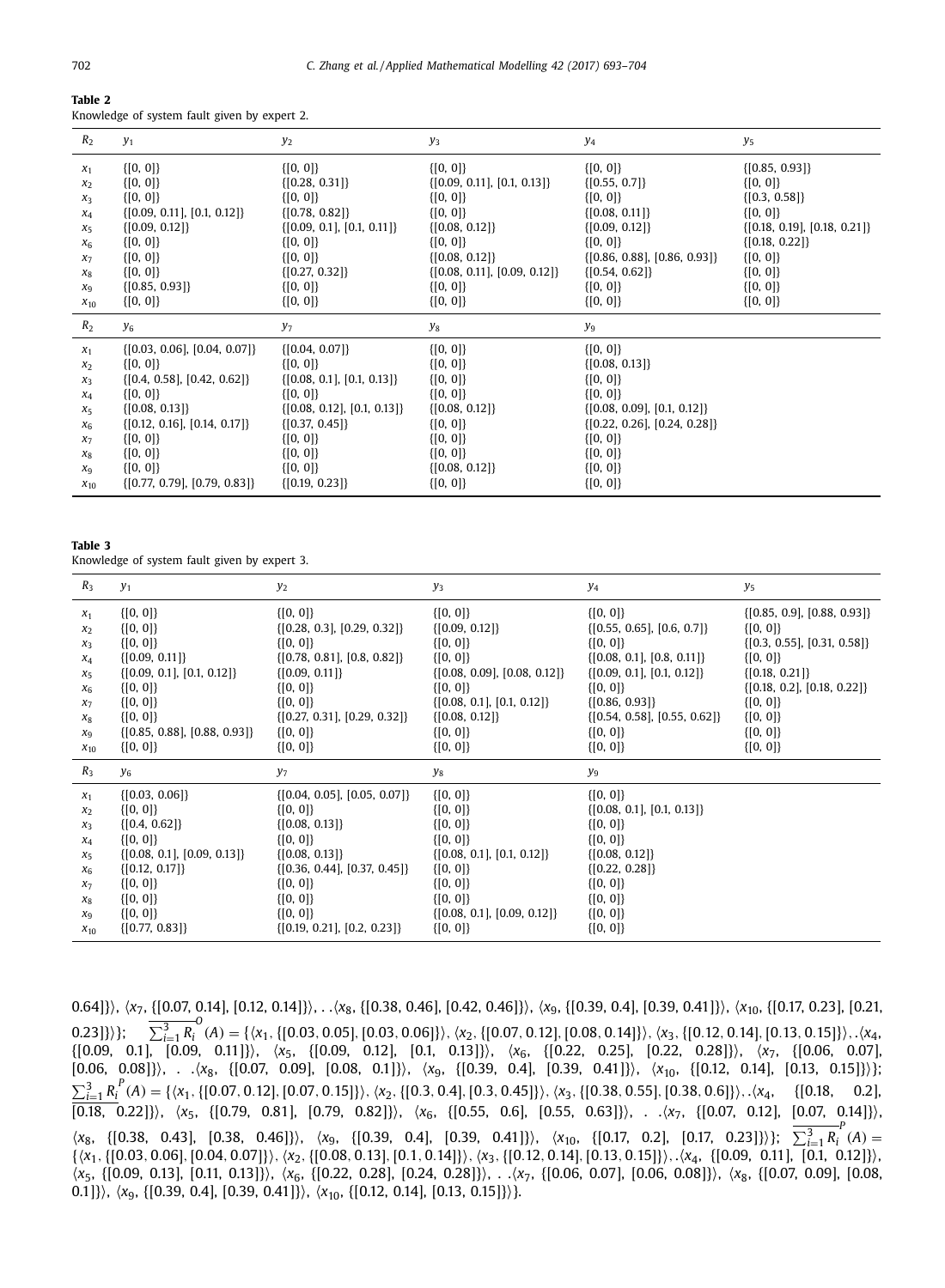**Table 2**
Knowledge of system fault given by expert 2.

| $R_2$ | $y_1$ | $y_2$ | $y_3$ | $y_4$ | $y_5$ |
|---|---|---|---|---|---|
| $x_1$ | {[0, 0]} | {[0, 0]} | {[0, 0]} | {[0, 0]} | {[0.85, 0.93]} |
| $x_2$ | {[0, 0]} | {[0.28, 0.31]} | {[0.09, 0.11], [0.1, 0.13]} | {[0.55, 0.7]} | {[0, 0]} |
| $x_3$ | {[0, 0]} | {[0, 0]} | {[0, 0]} | {[0, 0]} | {[0.3, 0.58]} |
| $x_4$ | {[0.09, 0.11], [0.1, 0.12]} | {[0.78, 0.82]} | {[0, 0]} | {[0.08, 0.11]} | {[0, 0]} |
| $x_5$ | {[0.09, 0.12]} | {[0.09, 0.1], [0.1, 0.11]} | {[0.08, 0.12]} | {[0.09, 0.12]} | {[0.18, 0.19], [0.18, 0.21]} |
| $x_6$ | {[0, 0]} | {[0, 0]} | {[0, 0]} | {[0, 0]} | {[0.18, 0.22]} |
| $x_7$ | {[0, 0]} | {[0, 0]} | {[0.08, 0.12]} | {[0.86, 0.88], [0.86, 0.93]} | {[0, 0]} |
| $x_8$ | {[0, 0]} | {[0.27, 0.32]} | {[0.08, 0.11], [0.09, 0.12]} | {[0.54, 0.62]} | {[0, 0]} |
| $x_9$ | {[0.85, 0.93]} | {[0, 0]} | {[0, 0]} | {[0, 0]} | {[0, 0]} |
| $x_{10}$ | {[0, 0]} | {[0, 0]} | {[0, 0]} | {[0, 0]} | {[0, 0]} |
| $R_2$ | $y_6$ | $y_7$ | $y_8$ | $y_9$ | |
| $x_1$ | {[0.03, 0.06], [0.04, 0.07]} | {[0.04, 0.07]} | {[0, 0]} | {[0, 0]} | |
| $x_2$ | {[0, 0]} | {[0, 0]} | {[0, 0]} | {[0.08, 0.13]} | |
| $x_3$ | {[0.4, 0.58], [0.42, 0.62]} | {[0.08, 0.1], [0.1, 0.13]} | {[0, 0]} | {[0, 0]} | |
| $x_4$ | {[0, 0]} | {[0, 0]} | {[0, 0]} | {[0, 0]} | |
| $x_5$ | {[0.08, 0.13]} | {[0.08, 0.12], [0.1, 0.13]} | {[0.08, 0.12]} | {[0.08, 0.09], [0.1, 0.12]} | |
| $x_6$ | {[0.12, 0.16], [0.14, 0.17]} | {[0.37, 0.45]} | {[0, 0]} | {[0.22, 0.26], [0.24, 0.28]} | |
| $x_7$ | {[0, 0]} | {[0, 0]} | {[0, 0]} | {[0, 0]} | |
| $x_8$ | {[0, 0]} | {[0, 0]} | {[0, 0]} | {[0, 0]} | |
| $x_9$ | {[0, 0]} | {[0, 0]} | {[0.08, 0.12]} | {[0, 0]} | |
| $x_{10}$ | {[0.77, 0.79], [0.79, 0.83]} | {[0.19, 0.23]} | {[0, 0]} | {[0, 0]} | |

**Table 3**
Knowledge of system fault given by expert 3.

| $R_3$ | $y_1$ | $y_2$ | $y_3$ | $y_4$ | $y_5$ |
|---|---|---|---|---|---|
| $x_1$ | {[0, 0]} | {[0, 0]} | {[0, 0]} | {[0, 0]} | {[0.85, 0.9], [0.88, 0.93]} |
| $x_2$ | {[0, 0]} | {[0.28, 0.3], [0.29, 0.32]} | {[0.09, 0.12]} | {[0.55, 0.65], [0.6, 0.7]} | {[0, 0]} |
| $x_3$ | {[0, 0]} | {[0, 0]} | {[0, 0]} | {[0, 0]} | {[0.3, 0.55], [0.31, 0.58]} |
| $x_4$ | {[0.09, 0.11]} | {[0.78, 0.81], [0.8, 0.82]} | {[0, 0]} | {[0.08, 0.1], [0.8, 0.11]} | {[0, 0]} |
| $x_5$ | {[0.09, 0.1], [0.1, 0.12]} | {[0.09, 0.11]} | {[0.08, 0.09], [0.08, 0.12]} | {[0.09, 0.1], [0.1, 0.12]} | {[0.18, 0.21]} |
| $x_6$ | {[0, 0]} | {[0, 0]} | {[0, 0]} | {[0, 0]} | {[0.18, 0.2], [0.18, 0.22]} |
| $x_7$ | {[0, 0]} | {[0, 0]} | {[0.08, 0.1], [0.1, 0.12]} | {[0.86, 0.93]} | {[0, 0]} |
| $x_8$ | {[0, 0]} | {[0.27, 0.31], [0.29, 0.32]} | {[0.08, 0.12]} | {[0.54, 0.58], [0.55, 0.62]} | {[0, 0]} |
| $x_9$ | {[0.85, 0.88], [0.88, 0.93]} | {[0, 0]} | {[0, 0]} | {[0, 0]} | {[0, 0]} |
| $x_{10}$ | {[0, 0]} | {[0, 0]} | {[0, 0]} | {[0, 0]} | {[0, 0]} |
| $R_3$ | $y_6$ | $y_7$ | $y_8$ | $y_9$ | |
| $x_1$ | {[0.03, 0.06]} | {[0.04, 0.05], [0.05, 0.07]} | {[0, 0]} | {[0, 0]} | |
| $x_2$ | {[0, 0]} | {[0, 0]} | {[0, 0]} | {[0.08, 0.1], [0.1, 0.13]} | |
| $x_3$ | {[0.4, 0.62]} | {[0.08, 0.13]} | {[0, 0]} | {[0, 0]} | |
| $x_4$ | {[0, 0]} | {[0, 0]} | {[0, 0]} | {[0, 0]} | |
| $x_5$ | {[0.08, 0.1], [0.09, 0.13]} | {[0.08, 0.13]} | {[0.08, 0.1], [0.1, 0.12]} | {[0.08, 0.12]} | |
| $x_6$ | {[0.12, 0.17]} | {[0.36, 0.44], [0.37, 0.45]} | {[0, 0]} | {[0.22, 0.28]} | |
| $x_7$ | {[0, 0]} | {[0, 0]} | {[0, 0]} | {[0, 0]} | |
| $x_8$ | {[0, 0]} | {[0, 0]} | {[0, 0]} | {[0, 0]} | |
| $x_9$ | {[0, 0]} | {[0, 0]} | {[0.08, 0.1], [0.09, 0.12]} | {[0, 0]} | |
| $x_{10}$ | {[0.77, 0.83]} | {[0.19, 0.21], [0.2, 0.23]} | {[0, 0]} | {[0, 0]} | |

0.64]}⟩, ⟨$x_7$, {[0.07, 0.14], [0.12, 0.14]}⟩, . .⟨$x_8$, {[0.38, 0.46], [0.42, 0.46]}⟩, ⟨$x_9$, {[0.39, 0.4], [0.39, 0.41]}⟩, ⟨$x_{10}$, {[0.17, 0.23], [0.21, 0.23]}⟩}; $\overline{\sum_{i=1}^{3} R_i}^{O}(A) = \{$⟨$x_1$, {[0.03, 0.05], [0.03, 0.06]}⟩, ⟨$x_2$, {[0.07, 0.12], [0.08, 0.14]}⟩, ⟨$x_3$, {[0.12, 0.14], [0.13, 0.15]}⟩, .⟨$x_4$, {[0.09, 0.1], [0.09, 0.11]}⟩, ⟨$x_5$, {[0.09, 0.12], [0.1, 0.13]}⟩, ⟨$x_6$, {[0.22, 0.25], [0.22, 0.28]}⟩, ⟨$x_7$, {[0.06, 0.07], [0.06, 0.08]}⟩, . .⟨$x_8$, {[0.07, 0.09], [0.08, 0.1]}⟩, ⟨$x_9$, {[0.39, 0.4], [0.39, 0.41]}⟩, ⟨$x_{10}$, {[0.12, 0.14], [0.13, 0.15]}⟩}; $\underline{\sum_{i=1}^{3} R_i}^{P}(A) = \{$⟨$x_1$, {[0.07, 0.12], [0.07, 0.15]}⟩, ⟨$x_2$, {[0.3, 0.4], [0.3, 0.45]}⟩, ⟨$x_3$, {[0.38, 0.55], [0.38, 0.6]}⟩, .⟨$x_4$, {[0.18, 0.2], [0.18, 0.22]}⟩, ⟨$x_5$, {[0.79, 0.81], [0.79, 0.82]}⟩, ⟨$x_6$, {[0.55, 0.6], [0.55, 0.63]}⟩, . .⟨$x_7$, {[0.07, 0.12], [0.07, 0.14]}⟩, ⟨$x_8$, {[0.38, 0.43], [0.38, 0.46]}⟩, ⟨$x_9$, {[0.39, 0.4], [0.39, 0.41]}⟩, ⟨$x_{10}$, {[0.17, 0.2], [0.17, 0.23]}⟩}; $\overline{\sum_{i=1}^{3} R_i}^{P}(A) = \{$⟨$x_1$, {[0.03, 0.06], [0.04, 0.07]}⟩, ⟨$x_2$, {[0.08, 0.13], [0.1, 0.14]}⟩, ⟨$x_3$, {[0.12, 0.14], [0.13, 0.15]}⟩, .⟨$x_4$, {[0.09, 0.11], [0.1, 0.12]}⟩, ⟨$x_5$, {[0.09, 0.13], [0.11, 0.13]}⟩, ⟨$x_6$, {[0.22, 0.28], [0.24, 0.28]}⟩, . .⟨$x_7$, {[0.06, 0.07], [0.06, 0.08]}⟩, ⟨$x_8$, {[0.07, 0.09], [0.08, 0.1]}⟩, ⟨$x_9$, {[0.39, 0.4], [0.39, 0.41]}⟩, ⟨$x_{10}$, {[0.12, 0.14], [0.13, 0.15]}⟩}.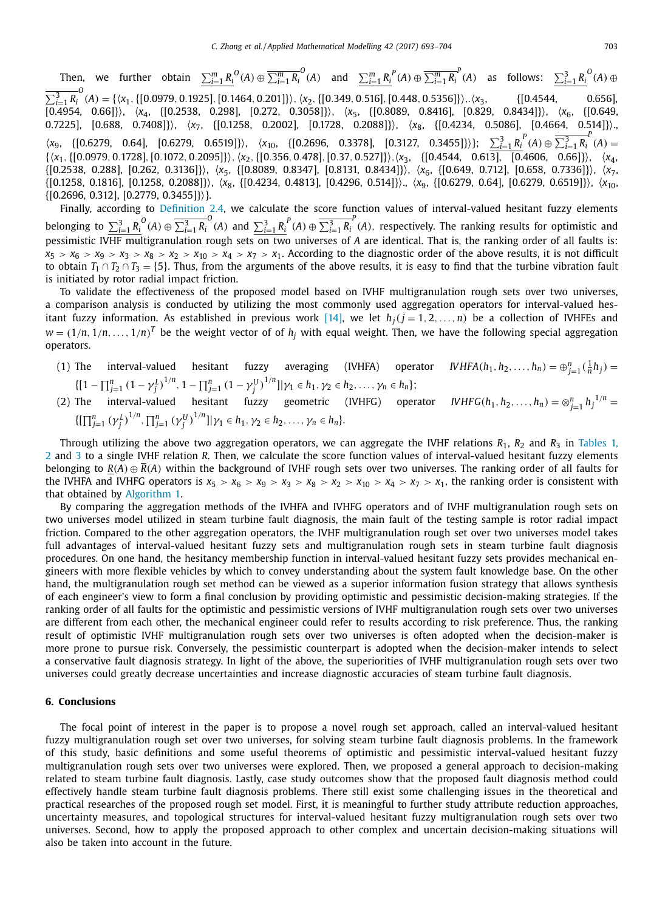Then, we further obtain $\sum_{i=1}^{m} \underline{R_i}^{O}(A) \oplus \overline{\sum_{i=1}^{m} R_i}^{O}(A)$ and $\sum_{i=1}^{m} \underline{R_i}^{P}(A) \oplus \overline{\sum_{i=1}^{m} R_i}^{P}(A)$ as follows: $\sum_{i=1}^{3} \underline{R_i}^{O}(A) \oplus \overline{\sum_{i=1}^{3} R_i}^{O}(A) = \{\langle x_1, \{[0.0979, 0.1925], [0.1464, 0.201]\}\rangle, \langle x_2, \{[0.349, 0.516], [0.448, 0.5356]\}\rangle,. \langle x_3, \{[0.4544, 0.656], [0.4954, 0.66]\}\rangle, \langle x_4, \{[0.2538, 0.298], [0.272, 0.3058]\}\rangle, \langle x_5, \{[0.8089, 0.8416], [0.829, 0.8434]\}\rangle, \langle x_6, \{[0.649, 0.7225], [0.688, 0.7408]\}\rangle, \langle x_7, \{[0.1258, 0.2002], [0.1728, 0.2088]\}\rangle, \langle x_8, \{[0.4234, 0.5086], [0.4664, 0.514]\}\rangle., \langle x_9, \{[0.6279, 0.64], [0.6279, 0.6519]\}\rangle, \langle x_{10}, \{[0.2696, 0.3378], [0.3127, 0.3455]\}\rangle\}$; $\sum_{i=1}^{3} \underline{R_i}^{P}(A) \oplus \overline{\sum_{i=1}^{3} R_i}^{P}(A) = \{\langle x_1, \{[0.0979, 0.1728], [0.1072, 0.2095]\}\rangle, \langle x_2, \{[0.356, 0.478], [0.37, 0.527]\}\rangle, \langle x_3, \{[0.4544, 0.613], [0.4606, 0.66]\}\rangle, \langle x_4, \{[0.2538, 0.288], [0.262, 0.3136]\}\rangle, \langle x_5, \{[0.8089, 0.8347], [0.8131, 0.8434]\}\rangle, \langle x_6, \{[0.649, 0.712], [0.658, 0.7336]\}\rangle, \langle x_7, \{[0.1258, 0.1816], [0.1258, 0.2088]\}\rangle, \langle x_8, \{[0.4234, 0.4813], [0.4296, 0.514]\}\rangle., \langle x_9, \{[0.6279, 0.64], [0.6279, 0.6519]\}\rangle, \langle x_{10}, \{[0.2696, 0.312], [0.2779, 0.3455]\}\rangle\}$.

Finally, according to Definition 2.4, we calculate the score function values of interval-valued hesitant fuzzy elements belonging to $\sum_{i=1}^{3} \underline{R_i}^{O}(A) \oplus \overline{\sum_{i=1}^{3} R_i}^{O}(A)$ and $\sum_{i=1}^{3} \underline{R_i}^{P}(A) \oplus \overline{\sum_{i=1}^{3} R_i}^{P}(A)$, respectively. The ranking results for optimistic and pessimistic IVHF multigranulation rough sets on two universes of $A$ are identical. That is, the ranking order of all faults is: $x_5 > x_6 > x_9 > x_3 > x_8 > x_2 > x_{10} > x_4 > x_7 > x_1$. According to the diagnostic order of the above results, it is not difficult to obtain $T_1 \cap T_2 \cap T_3 = \{5\}$. Thus, from the arguments of the above results, it is easy to find that the turbine vibration fault is initiated by rotor radial impact friction.

To validate the effectiveness of the proposed model based on IVHF multigranulation rough sets over two universes, a comparison analysis is conducted by utilizing the most commonly used aggregation operators for interval-valued hesitant fuzzy information. As established in previous work [14], we let $h_j (j = 1, 2, \ldots, n)$ be a collection of IVHFEs and $w = (1/n, 1/n, \ldots, 1/n)^T$ be the weight vector of of $h_j$ with equal weight. Then, we have the following special aggregation operators.

(1) The interval-valued hesitant fuzzy averaging (IVHFA) operator $IVHFA(h_1, h_2, \ldots, h_n) = \oplus_{j=1}^{n} (\frac{1}{n} h_j) = \{[1 - \prod_{j=1}^{n} (1 - \gamma_j^L)^{1/n}, 1 - \prod_{j=1}^{n} (1 - \gamma_j^U)^{1/n}] | \gamma_1 \in h_1, \gamma_2 \in h_2, \ldots, \gamma_n \in h_n\}$;

(2) The interval-valued hesitant fuzzy geometric (IVHFG) operator $IVHFG(h_1, h_2, \ldots, h_n) = \otimes_{j=1}^{n} {h_j}^{1/n} = \{[\prod_{j=1}^{n} (\gamma_j^L)^{1/n}, \prod_{j=1}^{n} (\gamma_j^U)^{1/n}] | \gamma_1 \in h_1, \gamma_2 \in h_2, \ldots, \gamma_n \in h_n\}$.

Through utilizing the above two aggregation operators, we can aggregate the IVHF relations $R_1$, $R_2$ and $R_3$ in Tables 1, 2 and 3 to a single IVHF relation $R$. Then, we calculate the score function values of interval-valued hesitant fuzzy elements belonging to $\underline{R}(A) \oplus \overline{R}(A)$ within the background of IVHF rough sets over two universes. The ranking order of all faults for the IVHFA and IVHFG operators is $x_5 > x_6 > x_9 > x_3 > x_8 > x_2 > x_{10} > x_4 > x_7 > x_1$, the ranking order is consistent with that obtained by Algorithm 1.

By comparing the aggregation methods of the IVHFA and IVHFG operators and of IVHF multigranulation rough sets on two universes model utilized in steam turbine fault diagnosis, the main fault of the testing sample is rotor radial impact friction. Compared to the other aggregation operators, the IVHF multigranulation rough set over two universes model takes full advantages of interval-valued hesitant fuzzy sets and multigranulation rough sets in steam turbine fault diagnosis procedures. On one hand, the hesitancy membership function in interval-valued hesitant fuzzy sets provides mechanical engineers with more flexible vehicles by which to convey understanding about the system fault knowledge base. On the other hand, the multigranulation rough set method can be viewed as a superior information fusion strategy that allows synthesis of each engineer's view to form a final conclusion by providing optimistic and pessimistic decision-making strategies. If the ranking order of all faults for the optimistic and pessimistic versions of IVHF multigranulation rough sets over two universes are different from each other, the mechanical engineer could refer to results according to risk preference. Thus, the ranking result of optimistic IVHF multigranulation rough sets over two universes is often adopted when the decision-maker is more prone to pursue risk. Conversely, the pessimistic counterpart is adopted when the decision-maker intends to select a conservative fault diagnosis strategy. In light of the above, the superiorities of IVHF multigranulation rough sets over two universes could greatly decrease uncertainties and increase diagnostic accuracies of steam turbine fault diagnosis.

## 6. Conclusions

The focal point of interest in the paper is to propose a novel rough set approach, called an interval-valued hesitant fuzzy multigranulation rough set over two universes, for solving steam turbine fault diagnosis problems. In the framework of this study, basic definitions and some useful theorems of optimistic and pessimistic interval-valued hesitant fuzzy multigranulation rough sets over two universes were explored. Then, we proposed a general approach to decision-making related to steam turbine fault diagnosis. Lastly, case study outcomes show that the proposed fault diagnosis method could effectively handle steam turbine fault diagnosis problems. There still exist some challenging issues in the theoretical and practical researches of the proposed rough set model. First, it is meaningful to further study attribute reduction approaches, uncertainty measures, and topological structures for interval-valued hesitant fuzzy multigranulation rough sets over two universes. Second, how to apply the proposed approach to other complex and uncertain decision-making situations will also be taken into account in the future.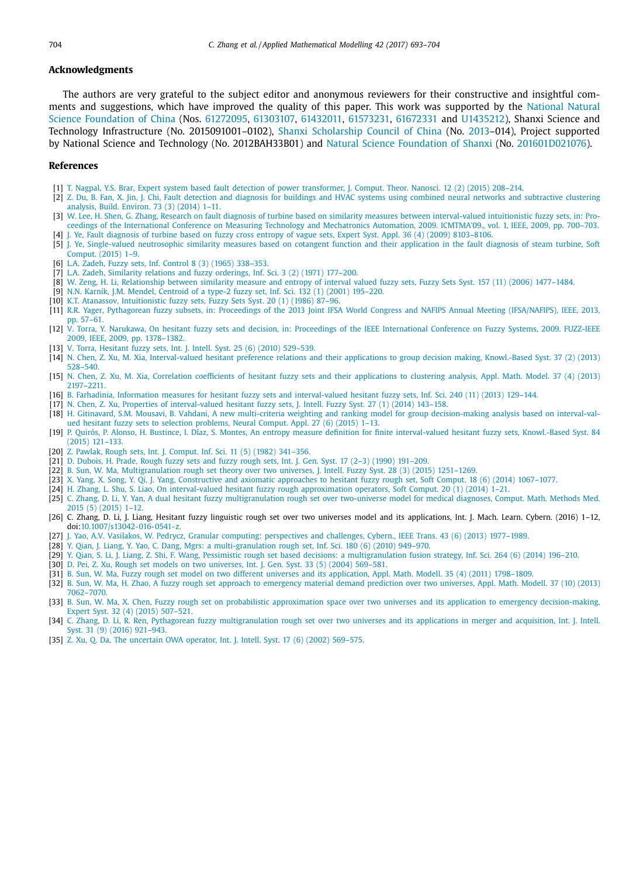## Acknowledgments

The authors are very grateful to the subject editor and anonymous reviewers for their constructive and insightful comments and suggestions, which have improved the quality of this paper. This work was supported by the National Natural Science Foundation of China (Nos. 61272095, 61303107, 61432011, 61573231, 61672331 and U1435212), Shanxi Science and Technology Infrastructure (No. 2015091001–0102), Shanxi Scholarship Council of China (No. 2013–014), Project supported by National Science and Technology (No. 2012BAH33B01) and Natural Science Foundation of Shanxi (No. 201601D021076).

## References

[1] T. Nagpal, Y.S. Brar, Expert system based fault detection of power transformer, J. Comput. Theor. Nanosci. 12 (2) (2015) 208–214.

[2] Z. Du, B. Fan, X. Jin, J. Chi, Fault detection and diagnosis for buildings and HVAC systems using combined neural networks and subtractive clustering analysis, Build. Environ. 73 (3) (2014) 1–11.

[3] W. Lee, H. Shen, G. Zhang, Research on fault diagnosis of turbine based on similarity measures between interval-valued intuitionistic fuzzy sets, in: Proceedings of the International Conference on Measuring Technology and Mechatronics Automation, 2009. ICMTMA'09., vol. 1, IEEE, 2009, pp. 700–703.

[4] J. Ye, Fault diagnosis of turbine based on fuzzy cross entropy of vague sets, Expert Syst. Appl. 36 (4) (2009) 8103–8106.

[5] J. Ye, Single-valued neutrosophic similarity measures based on cotangent function and their application in the fault diagnosis of steam turbine, Soft Comput. (2015) 1–9.

[6] L.A. Zadeh, Fuzzy sets, Inf. Control 8 (3) (1965) 338–353.

[7] L.A. Zadeh, Similarity relations and fuzzy orderings, Inf. Sci. 3 (2) (1971) 177–200.

[8] W. Zeng, H. Li, Relationship between similarity measure and entropy of interval valued fuzzy sets, Fuzzy Sets Syst. 157 (11) (2006) 1477–1484.

[9] N.N. Karnik, J.M. Mendel, Centroid of a type-2 fuzzy set, Inf. Sci. 132 (1) (2001) 195–220.

[10] K.T. Atanassov, Intuitionistic fuzzy sets, Fuzzy Sets Syst. 20 (1) (1986) 87–96.

[11] R.R. Yager, Pythagorean fuzzy subsets, in: Proceedings of the 2013 Joint IFSA World Congress and NAFIPS Annual Meeting (IFSA/NAFIPS), IEEE, 2013, pp. 57–61.

[12] V. Torra, Y. Narukawa, On hesitant fuzzy sets and decision, in: Proceedings of the IEEE International Conference on Fuzzy Systems, 2009. FUZZ-IEEE 2009, IEEE, 2009, pp. 1378–1382.

[13] V. Torra, Hesitant fuzzy sets, Int. J. Intell. Syst. 25 (6) (2010) 529–539.

[14] N. Chen, Z. Xu, M. Xia, Interval-valued hesitant preference relations and their applications to group decision making, Knowl.-Based Syst. 37 (2) (2013) 528–540.

[15] N. Chen, Z. Xu, M. Xia, Correlation coefficients of hesitant fuzzy sets and their applications to clustering analysis, Appl. Math. Model. 37 (4) (2013) 2197–2211.

[16] B. Farhadinia, Information measures for hesitant fuzzy sets and interval-valued hesitant fuzzy sets, Inf. Sci. 240 (11) (2013) 129–144.

[17] N. Chen, Z. Xu, Properties of interval-valued hesitant fuzzy sets, J. Intell. Fuzzy Syst. 27 (1) (2014) 143–158.

[18] H. Gitinavard, S.M. Mousavi, B. Vahdani, A new multi-criteria weighting and ranking model for group decision-making analysis based on interval-valued hesitant fuzzy sets to selection problems, Neural Comput. Appl. 27 (6) (2015) 1–13.

[19] P. Quirós, P. Alonso, H. Bustince, I. Díaz, S. Montes, An entropy measure definition for finite interval-valued hesitant fuzzy sets, Knowl.-Based Syst. 84 (2015) 121–133.

[20] Z. Pawlak, Rough sets, Int. J. Comput. Inf. Sci. 11 (5) (1982) 341–356.

[21] D. Dubois, H. Prade, Rough fuzzy sets and fuzzy rough sets, Int. J. Gen. Syst. 17 (2–3) (1990) 191–209.

[22] B. Sun, W. Ma, Multigranulation rough set theory over two universes, J. Intell. Fuzzy Syst. 28 (3) (2015) 1251–1269.

[23] X. Yang, X. Song, Y. Qi, J. Yang, Constructive and axiomatic approaches to hesitant fuzzy rough set, Soft Comput. 18 (6) (2014) 1067–1077.

[24] H. Zhang, L. Shu, S. Liao, On interval-valued hesitant fuzzy rough approximation operators, Soft Comput. 20 (1) (2014) 1–21.

[25] C. Zhang, D. Li, Y. Yan, A dual hesitant fuzzy multigranulation rough set over two-universe model for medical diagnoses, Comput. Math. Methods Med. 2015 (5) (2015) 1–12.

[26] C. Zhang, D. Li, J. Liang, Hesitant fuzzy linguistic rough set over two universes model and its applications, Int. J. Mach. Learn. Cybern. (2016) 1–12, doi:10.1007/s13042-016-0541-z.

[27] J. Yao, A.V. Vasilakos, W. Pedrycz, Granular computing: perspectives and challenges, Cybern., IEEE Trans. 43 (6) (2013) 1977–1989.

[28] Y. Qian, J. Liang, Y. Yao, C. Dang, Mgrs: a multi-granulation rough set, Inf. Sci. 180 (6) (2010) 949–970.

[29] Y. Qian, S. Li, J. Liang, Z. Shi, F. Wang, Pessimistic rough set based decisions: a multigranulation fusion strategy, Inf. Sci. 264 (6) (2014) 196–210.

[30] D. Pei, Z. Xu, Rough set models on two universes, Int. J. Gen. Syst. 33 (5) (2004) 569–581.

[31] B. Sun, W. Ma, Fuzzy rough set model on two different universes and its application, Appl. Math. Modell. 35 (4) (2011) 1798–1809.

[32] B. Sun, W. Ma, H. Zhao, A fuzzy rough set approach to emergency material demand prediction over two universes, Appl. Math. Modell. 37 (10) (2013) 7062–7070.

[33] B. Sun, W. Ma, X. Chen, Fuzzy rough set on probabilistic approximation space over two universes and its application to emergency decision-making, Expert Syst. 32 (4) (2015) 507–521.

[34] C. Zhang, D. Li, R. Ren, Pythagorean fuzzy multigranulation rough set over two universes and its applications in merger and acquisition, Int. J. Intell. Syst. 31 (9) (2016) 921–943.

[35] Z. Xu, Q. Da, The uncertain OWA operator, Int. J. Intell. Syst. 17 (6) (2002) 569–575.